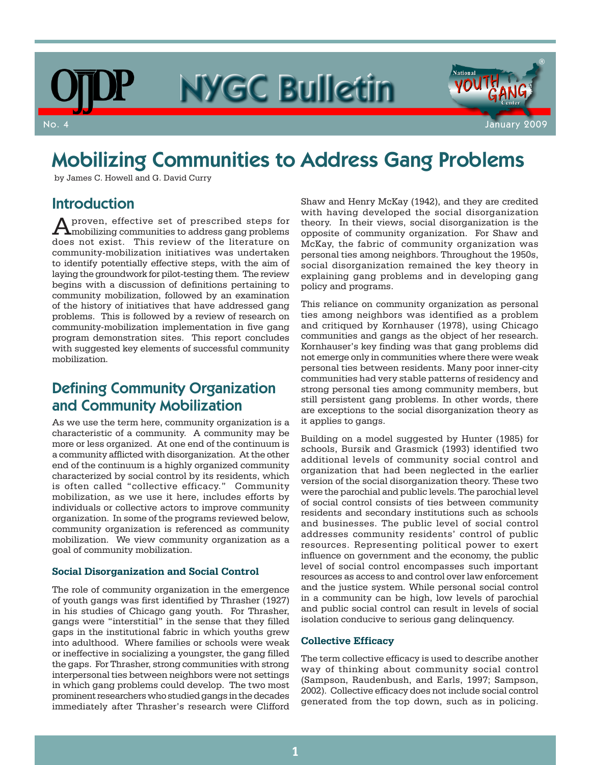OJJDP NYGC Bulletin

No. 4 — January 2009

# Mobilizing Communities to Address Gang Problems

by James C. Howell and G. David Curry

## Introduction

A proven, effective set of prescribed steps for mobilizing communities to address gang problems does not exist. This review of the literature on community-mobilization initiatives was undertaken to identify potentially effective steps, with the aim of laying the groundwork for pilot-testing them. The review begins with a discussion of definitions pertaining to community mobilization, followed by an examination of the history of initiatives that have addressed gang problems. This is followed by a review of research on community-mobilization implementation in five gang program demonstration sites. This report concludes with suggested key elements of successful community mobilization.

## Defining Community Organization and Community Mobilization

As we use the term here, community organization is a characteristic of a community. A community may be more or less organized. At one end of the continuum is a community afflicted with disorganization. At the other end of the continuum is a highly organized community characterized by social control by its residents, which is often called "collective efficacy." Community mobilization, as we use it here, includes efforts by individuals or collective actors to improve community organization. In some of the programs reviewed below, community organization is referenced as community mobilization. We view community organization as a goal of community mobilization.

### Social Disorganization and Social Control

The role of community organization in the emergence of youth gangs was first identified by Thrasher (1927) in his studies of Chicago gang youth. For Thrasher, gangs were "interstitial" in the sense that they filled gaps in the institutional fabric in which youths grew into adulthood. Where families or schools were weak or ineffective in socializing a youngster, the gang filled the gaps. For Thrasher, strong communities with strong interpersonal ties between neighbors were not settings in which gang problems could develop. The two most prominent researchers who studied gangs in the decades immediately after Thrasher's research were Clifford Shaw and Henry McKay (1942), and they are credited with having developed the social disorganization theory. In their views, social disorganization is the opposite of community organization. For Shaw and McKay, the fabric of community organization was personal ties among neighbors. Throughout the 1950s, social disorganization remained the key theory in explaining gang problems and in developing gang policy and programs.

This reliance on community organization as personal ties among neighbors was identified as a problem and critiqued by Kornhauser (1978), using Chicago communities and gangs as the object of her research. Kornhauser's key finding was that gang problems did not emerge only in communities where there were weak personal ties between residents. Many poor inner-city communities had very stable patterns of residency and strong personal ties among community members, but still persistent gang problems. In other words, there are exceptions to the social disorganization theory as it applies to gangs.

Building on a model suggested by Hunter (1985) for schools, Bursik and Grasmick (1993) identified two additional levels of community social control and organization that had been neglected in the earlier version of the social disorganization theory. These two were the parochial and public levels. The parochial level of social control consists of ties between community residents and secondary institutions such as schools and businesses. The public level of social control addresses community residents' control of public resources. Representing political power to exert influence on government and the economy, the public level of social control encompasses such important resources as access to and control over law enforcement and the justice system. While personal social control in a community can be high, low levels of parochial and public social control can result in levels of social isolation conducive to serious gang delinquency.

### Collective Efficacy

The term collective efficacy is used to describe another way of thinking about community social control (Sampson, Raudenbush, and Earls, 1997; Sampson, 2002). Collective efficacy does not include social control generated from the top down, such as in policing.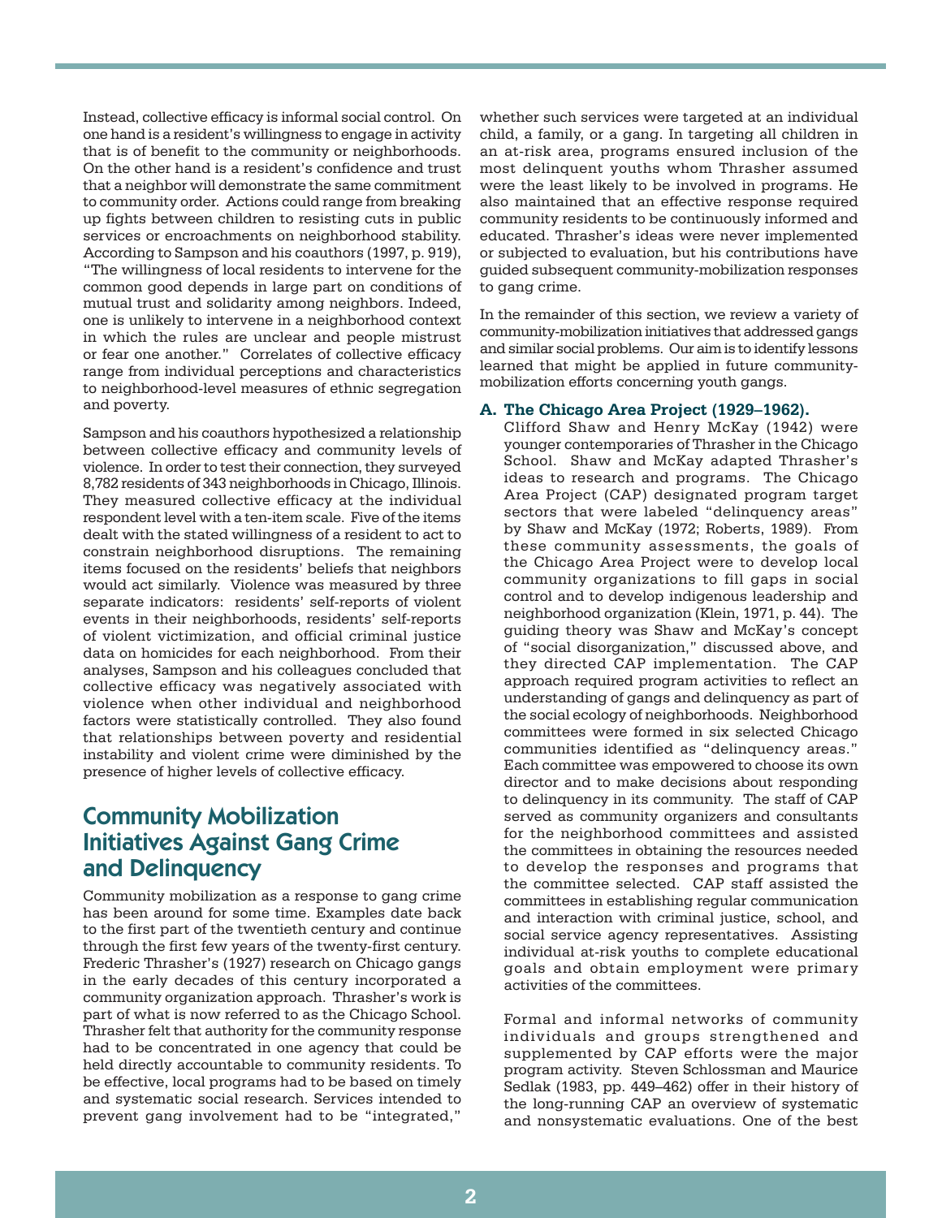Instead, collective efficacy is informal social control. On one hand is a resident's willingness to engage in activity that is of benefit to the community or neighborhoods. On the other hand is a resident's confidence and trust that a neighbor will demonstrate the same commitment to community order. Actions could range from breaking up fights between children to resisting cuts in public services or encroachments on neighborhood stability. According to Sampson and his coauthors (1997, p. 919), "The willingness of local residents to intervene for the common good depends in large part on conditions of mutual trust and solidarity among neighbors. Indeed, one is unlikely to intervene in a neighborhood context in which the rules are unclear and people mistrust or fear one another." Correlates of collective efficacy range from individual perceptions and characteristics to neighborhood-level measures of ethnic segregation and poverty.

Sampson and his coauthors hypothesized a relationship between collective efficacy and community levels of violence. In order to test their connection, they surveyed 8,782 residents of 343 neighborhoods in Chicago, Illinois. They measured collective efficacy at the individual respondent level with a ten-item scale. Five of the items dealt with the stated willingness of a resident to act to constrain neighborhood disruptions. The remaining items focused on the residents' beliefs that neighbors would act similarly. Violence was measured by three separate indicators: residents' self-reports of violent events in their neighborhoods, residents' self-reports of violent victimization, and official criminal justice data on homicides for each neighborhood. From their analyses, Sampson and his colleagues concluded that collective efficacy was negatively associated with violence when other individual and neighborhood factors were statistically controlled. They also found that relationships between poverty and residential instability and violent crime were diminished by the presence of higher levels of collective efficacy.

## Community Mobilization Initiatives Against Gang Crime and Delinquency

Community mobilization as a response to gang crime has been around for some time. Examples date back to the first part of the twentieth century and continue through the first few years of the twenty-first century. Frederic Thrasher's (1927) research on Chicago gangs in the early decades of this century incorporated a community organization approach. Thrasher's work is part of what is now referred to as the Chicago School. Thrasher felt that authority for the community response had to be concentrated in one agency that could be held directly accountable to community residents. To be effective, local programs had to be based on timely and systematic social research. Services intended to prevent gang involvement had to be "integrated," whether such services were targeted at an individual child, a family, or a gang. In targeting all children in an at-risk area, programs ensured inclusion of the most delinquent youths whom Thrasher assumed were the least likely to be involved in programs. He also maintained that an effective response required community residents to be continuously informed and educated. Thrasher's ideas were never implemented or subjected to evaluation, but his contributions have guided subsequent community-mobilization responses to gang crime.

In the remainder of this section, we review a variety of community-mobilization initiatives that addressed gangs and similar social problems. Our aim is to identify lessons learned that might be applied in future community-mobilization efforts concerning youth gangs.

**A. The Chicago Area Project (1929–1962).**

Clifford Shaw and Henry McKay (1942) were younger contemporaries of Thrasher in the Chicago School. Shaw and McKay adapted Thrasher's ideas to research and programs. The Chicago Area Project (CAP) designated program target sectors that were labeled "delinquency areas" by Shaw and McKay (1972; Roberts, 1989). From these community assessments, the goals of the Chicago Area Project were to develop local community organizations to fill gaps in social control and to develop indigenous leadership and neighborhood organization (Klein, 1971, p. 44). The guiding theory was Shaw and McKay's concept of "social disorganization," discussed above, and they directed CAP implementation. The CAP approach required program activities to reflect an understanding of gangs and delinquency as part of the social ecology of neighborhoods. Neighborhood committees were formed in six selected Chicago communities identified as "delinquency areas." Each committee was empowered to choose its own director and to make decisions about responding to delinquency in its community. The staff of CAP served as community organizers and consultants for the neighborhood committees and assisted the committees in obtaining the resources needed to develop the responses and programs that the committee selected. CAP staff assisted the committees in establishing regular communication and interaction with criminal justice, school, and social service agency representatives. Assisting individual at-risk youths to complete educational goals and obtain employment were primary activities of the committees.

Formal and informal networks of community individuals and groups strengthened and supplemented by CAP efforts were the major program activity. Steven Schlossman and Maurice Sedlak (1983, pp. 449–462) offer in their history of the long-running CAP an overview of systematic and nonsystematic evaluations. One of the best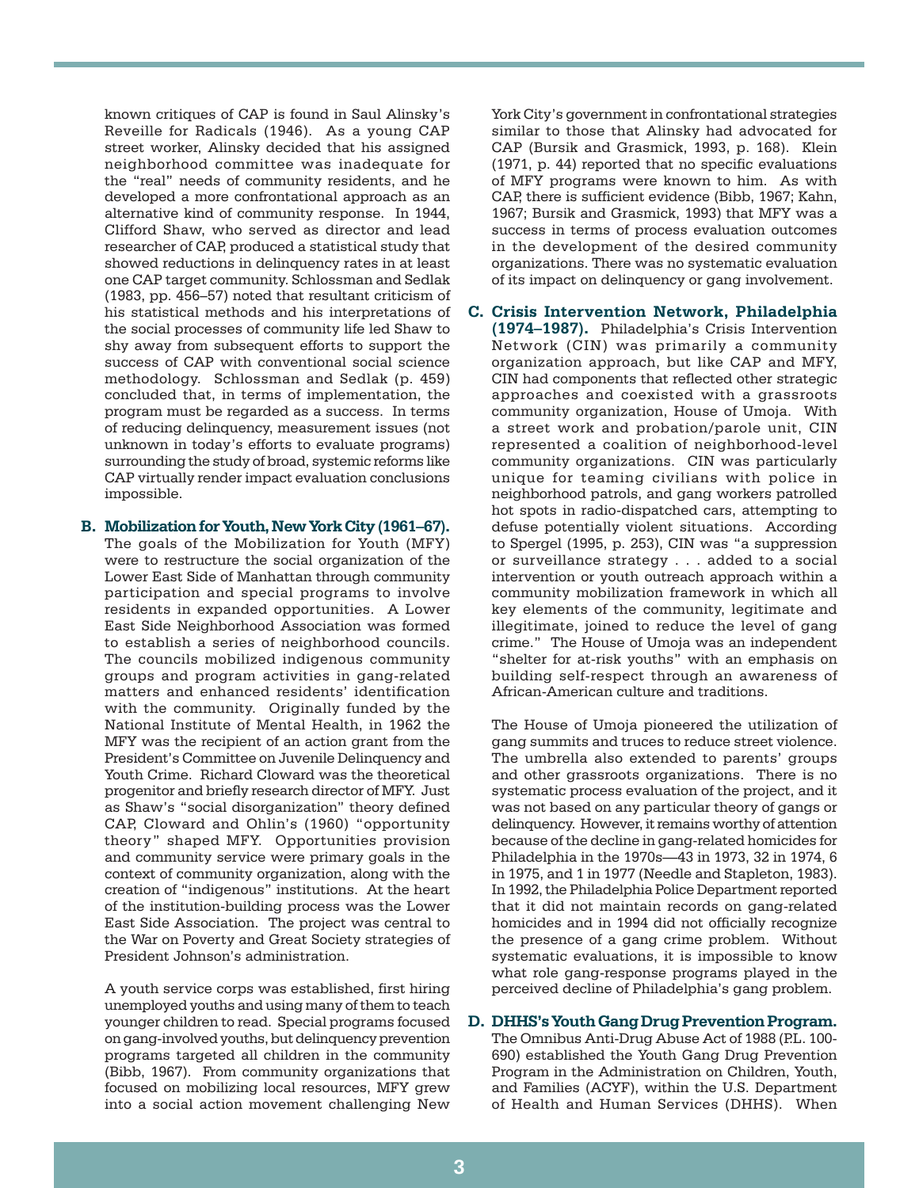known critiques of CAP is found in Saul Alinsky's Reveille for Radicals (1946). As a young CAP street worker, Alinsky decided that his assigned neighborhood committee was inadequate for the "real" needs of community residents, and he developed a more confrontational approach as an alternative kind of community response. In 1944, Clifford Shaw, who served as director and lead researcher of CAP, produced a statistical study that showed reductions in delinquency rates in at least one CAP target community. Schlossman and Sedlak (1983, pp. 456–57) noted that resultant criticism of his statistical methods and his interpretations of the social processes of community life led Shaw to shy away from subsequent efforts to support the success of CAP with conventional social science methodology. Schlossman and Sedlak (p. 459) concluded that, in terms of implementation, the program must be regarded as a success. In terms of reducing delinquency, measurement issues (not unknown in today's efforts to evaluate programs) surrounding the study of broad, systemic reforms like CAP virtually render impact evaluation conclusions impossible.

**B. Mobilization for Youth, New York City (1961–67).** The goals of the Mobilization for Youth (MFY) were to restructure the social organization of the Lower East Side of Manhattan through community participation and special programs to involve residents in expanded opportunities. A Lower East Side Neighborhood Association was formed to establish a series of neighborhood councils. The councils mobilized indigenous community groups and program activities in gang-related matters and enhanced residents' identification with the community. Originally funded by the National Institute of Mental Health, in 1962 the MFY was the recipient of an action grant from the President's Committee on Juvenile Delinquency and Youth Crime. Richard Cloward was the theoretical progenitor and briefly research director of MFY. Just as Shaw's "social disorganization" theory defined CAP, Cloward and Ohlin's (1960) "opportunity theory" shaped MFY. Opportunities provision and community service were primary goals in the context of community organization, along with the creation of "indigenous" institutions. At the heart of the institution-building process was the Lower East Side Association. The project was central to the War on Poverty and Great Society strategies of President Johnson's administration.

A youth service corps was established, first hiring unemployed youths and using many of them to teach younger children to read. Special programs focused on gang-involved youths, but delinquency prevention programs targeted all children in the community (Bibb, 1967). From community organizations that focused on mobilizing local resources, MFY grew into a social action movement challenging New York City's government in confrontational strategies similar to those that Alinsky had advocated for CAP (Bursik and Grasmick, 1993, p. 168). Klein (1971, p. 44) reported that no specific evaluations of MFY programs were known to him. As with CAP, there is sufficient evidence (Bibb, 1967; Kahn, 1967; Bursik and Grasmick, 1993) that MFY was a success in terms of process evaluation outcomes in the development of the desired community organizations. There was no systematic evaluation of its impact on delinquency or gang involvement.

**C. Crisis Intervention Network, Philadelphia (1974–1987).** Philadelphia's Crisis Intervention Network (CIN) was primarily a community organization approach, but like CAP and MFY, CIN had components that reflected other strategic approaches and coexisted with a grassroots community organization, House of Umoja. With a street work and probation/parole unit, CIN represented a coalition of neighborhood-level community organizations. CIN was particularly unique for teaming civilians with police in neighborhood patrols, and gang workers patrolled hot spots in radio-dispatched cars, attempting to defuse potentially violent situations. According to Spergel (1995, p. 253), CIN was "a suppression or surveillance strategy . . . added to a social intervention or youth outreach approach within a community mobilization framework in which all key elements of the community, legitimate and illegitimate, joined to reduce the level of gang crime." The House of Umoja was an independent "shelter for at-risk youths" with an emphasis on building self-respect through an awareness of African-American culture and traditions.

The House of Umoja pioneered the utilization of gang summits and truces to reduce street violence. The umbrella also extended to parents' groups and other grassroots organizations. There is no systematic process evaluation of the project, and it was not based on any particular theory of gangs or delinquency. However, it remains worthy of attention because of the decline in gang-related homicides for Philadelphia in the 1970s—43 in 1973, 32 in 1974, 6 in 1975, and 1 in 1977 (Needle and Stapleton, 1983). In 1992, the Philadelphia Police Department reported that it did not maintain records on gang-related homicides and in 1994 did not officially recognize the presence of a gang crime problem. Without systematic evaluations, it is impossible to know what role gang-response programs played in the perceived decline of Philadelphia's gang problem.

**D. DHHS's Youth Gang Drug Prevention Program.** The Omnibus Anti-Drug Abuse Act of 1988 (P.L. 100-690) established the Youth Gang Drug Prevention Program in the Administration on Children, Youth, and Families (ACYF), within the U.S. Department of Health and Human Services (DHHS). When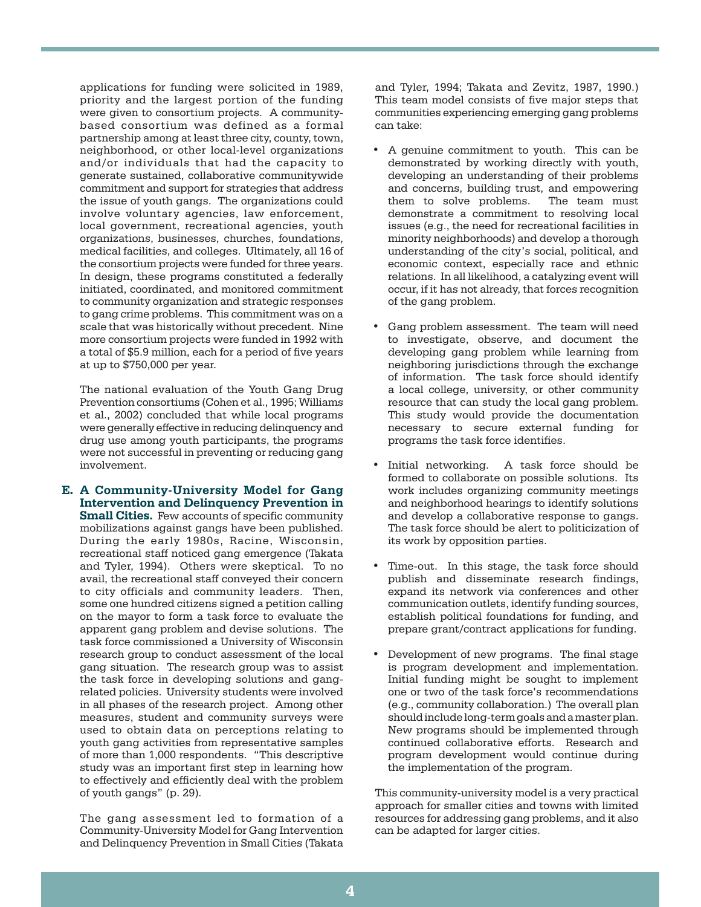applications for funding were solicited in 1989, priority and the largest portion of the funding were given to consortium projects. A community-based consortium was defined as a formal partnership among at least three city, county, town, neighborhood, or other local-level organizations and/or individuals that had the capacity to generate sustained, collaborative communitywide commitment and support for strategies that address the issue of youth gangs. The organizations could involve voluntary agencies, law enforcement, local government, recreational agencies, youth organizations, businesses, churches, foundations, medical facilities, and colleges. Ultimately, all 16 of the consortium projects were funded for three years. In design, these programs constituted a federally initiated, coordinated, and monitored commitment to community organization and strategic responses to gang crime problems. This commitment was on a scale that was historically without precedent. Nine more consortium projects were funded in 1992 with a total of $5.9 million, each for a period of five years at up to $750,000 per year.

The national evaluation of the Youth Gang Drug Prevention consortiums (Cohen et al., 1995; Williams et al., 2002) concluded that while local programs were generally effective in reducing delinquency and drug use among youth participants, the programs were not successful in preventing or reducing gang involvement.

**E. A Community-University Model for Gang Intervention and Delinquency Prevention in Small Cities.** Few accounts of specific community mobilizations against gangs have been published. During the early 1980s, Racine, Wisconsin, recreational staff noticed gang emergence (Takata and Tyler, 1994). Others were skeptical. To no avail, the recreational staff conveyed their concern to city officials and community leaders. Then, some one hundred citizens signed a petition calling on the mayor to form a task force to evaluate the apparent gang problem and devise solutions. The task force commissioned a University of Wisconsin research group to conduct assessment of the local gang situation. The research group was to assist the task force in developing solutions and gang-related policies. University students were involved in all phases of the research project. Among other measures, student and community surveys were used to obtain data on perceptions relating to youth gang activities from representative samples of more than 1,000 respondents. "This descriptive study was an important first step in learning how to effectively and efficiently deal with the problem of youth gangs" (p. 29).

The gang assessment led to formation of a Community-University Model for Gang Intervention and Delinquency Prevention in Small Cities (Takata and Tyler, 1994; Takata and Zevitz, 1987, 1990.) This team model consists of five major steps that communities experiencing emerging gang problems can take:

- A genuine commitment to youth. This can be demonstrated by working directly with youth, developing an understanding of their problems and concerns, building trust, and empowering them to solve problems. The team must demonstrate a commitment to resolving local issues (e.g., the need for recreational facilities in minority neighborhoods) and develop a thorough understanding of the city's social, political, and economic context, especially race and ethnic relations. In all likelihood, a catalyzing event will occur, if it has not already, that forces recognition of the gang problem.

- Gang problem assessment. The team will need to investigate, observe, and document the developing gang problem while learning from neighboring jurisdictions through the exchange of information. The task force should identify a local college, university, or other community resource that can study the local gang problem. This study would provide the documentation necessary to secure external funding for programs the task force identifies.

- Initial networking. A task force should be formed to collaborate on possible solutions. Its work includes organizing community meetings and neighborhood hearings to identify solutions and develop a collaborative response to gangs. The task force should be alert to politicization of its work by opposition parties.

- Time-out. In this stage, the task force should publish and disseminate research findings, expand its network via conferences and other communication outlets, identify funding sources, establish political foundations for funding, and prepare grant/contract applications for funding.

- Development of new programs. The final stage is program development and implementation. Initial funding might be sought to implement one or two of the task force's recommendations (e.g., community collaboration.) The overall plan should include long-term goals and a master plan. New programs should be implemented through continued collaborative efforts. Research and program development would continue during the implementation of the program.

This community-university model is a very practical approach for smaller cities and towns with limited resources for addressing gang problems, and it also can be adapted for larger cities.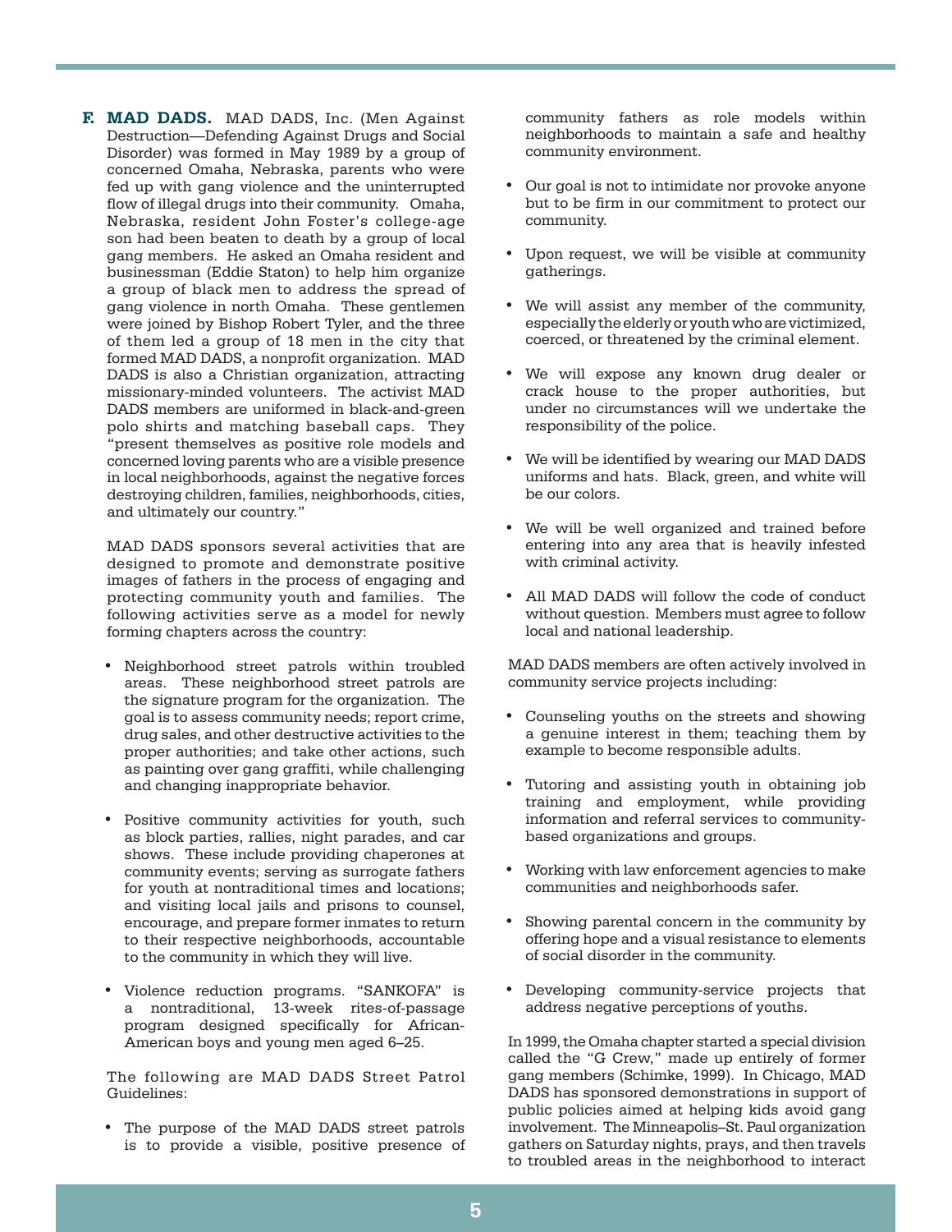**F. MAD DADS.** MAD DADS, Inc. (Men Against Destruction—Defending Against Drugs and Social Disorder) was formed in May 1989 by a group of concerned Omaha, Nebraska, parents who were fed up with gang violence and the uninterrupted flow of illegal drugs into their community. Omaha, Nebraska, resident John Foster's college-age son had been beaten to death by a group of local gang members. He asked an Omaha resident and businessman (Eddie Staton) to help him organize a group of black men to address the spread of gang violence in north Omaha. These gentlemen were joined by Bishop Robert Tyler, and the three of them led a group of 18 men in the city that formed MAD DADS, a nonprofit organization. MAD DADS is also a Christian organization, attracting missionary-minded volunteers. The activist MAD DADS members are uniformed in black-and-green polo shirts and matching baseball caps. They "present themselves as positive role models and concerned loving parents who are a visible presence in local neighborhoods, against the negative forces destroying children, families, neighborhoods, cities, and ultimately our country."

MAD DADS sponsors several activities that are designed to promote and demonstrate positive images of fathers in the process of engaging and protecting community youth and families. The following activities serve as a model for newly forming chapters across the country:

- Neighborhood street patrols within troubled areas. These neighborhood street patrols are the signature program for the organization. The goal is to assess community needs; report crime, drug sales, and other destructive activities to the proper authorities; and take other actions, such as painting over gang graffiti, while challenging and changing inappropriate behavior.
- Positive community activities for youth, such as block parties, rallies, night parades, and car shows. These include providing chaperones at community events; serving as surrogate fathers for youth at nontraditional times and locations; and visiting local jails and prisons to counsel, encourage, and prepare former inmates to return to their respective neighborhoods, accountable to the community in which they will live.
- Violence reduction programs. "SANKOFA" is a nontraditional, 13-week rites-of-passage program designed specifically for African-American boys and young men aged 6–25.

The following are MAD DADS Street Patrol Guidelines:

- The purpose of the MAD DADS street patrols is to provide a visible, positive presence of community fathers as role models within neighborhoods to maintain a safe and healthy community environment.
- Our goal is not to intimidate nor provoke anyone but to be firm in our commitment to protect our community.
- Upon request, we will be visible at community gatherings.
- We will assist any member of the community, especially the elderly or youth who are victimized, coerced, or threatened by the criminal element.
- We will expose any known drug dealer or crack house to the proper authorities, but under no circumstances will we undertake the responsibility of the police.
- We will be identified by wearing our MAD DADS uniforms and hats. Black, green, and white will be our colors.
- We will be well organized and trained before entering into any area that is heavily infested with criminal activity.
- All MAD DADS will follow the code of conduct without question. Members must agree to follow local and national leadership.

MAD DADS members are often actively involved in community service projects including:

- Counseling youths on the streets and showing a genuine interest in them; teaching them by example to become responsible adults.
- Tutoring and assisting youth in obtaining job training and employment, while providing information and referral services to community-based organizations and groups.
- Working with law enforcement agencies to make communities and neighborhoods safer.
- Showing parental concern in the community by offering hope and a visual resistance to elements of social disorder in the community.
- Developing community-service projects that address negative perceptions of youths.

In 1999, the Omaha chapter started a special division called the "G Crew," made up entirely of former gang members (Schimke, 1999). In Chicago, MAD DADS has sponsored demonstrations in support of public policies aimed at helping kids avoid gang involvement. The Minneapolis–St. Paul organization gathers on Saturday nights, prays, and then travels to troubled areas in the neighborhood to interact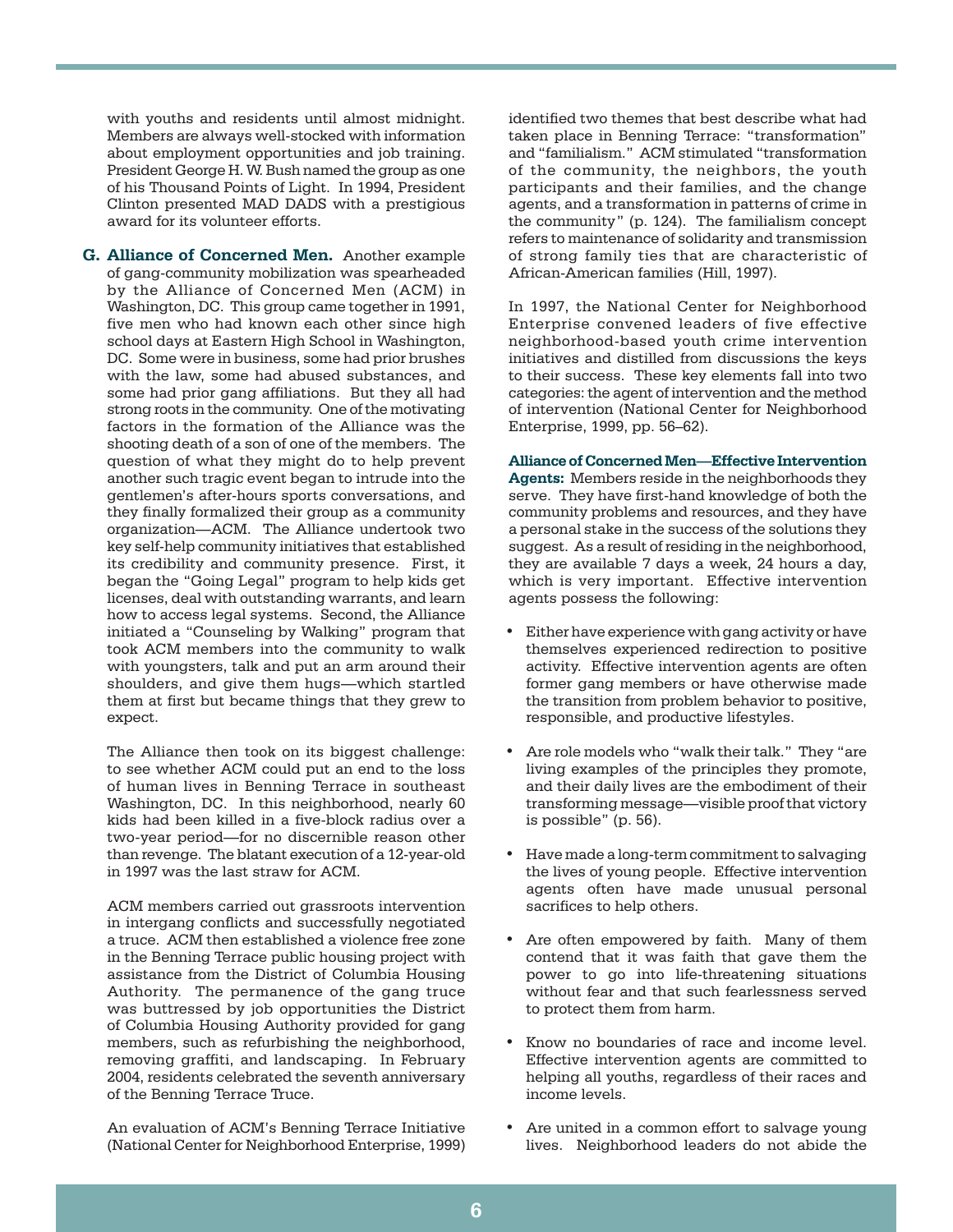with youths and residents until almost midnight. Members are always well-stocked with information about employment opportunities and job training. President George H. W. Bush named the group as one of his Thousand Points of Light. In 1994, President Clinton presented MAD DADS with a prestigious award for its volunteer efforts.

**G. Alliance of Concerned Men.** Another example of gang-community mobilization was spearheaded by the Alliance of Concerned Men (ACM) in Washington, DC. This group came together in 1991, five men who had known each other since high school days at Eastern High School in Washington, DC. Some were in business, some had prior brushes with the law, some had abused substances, and some had prior gang affiliations. But they all had strong roots in the community. One of the motivating factors in the formation of the Alliance was the shooting death of a son of one of the members. The question of what they might do to help prevent another such tragic event began to intrude into the gentlemen's after-hours sports conversations, and they finally formalized their group as a community organization—ACM. The Alliance undertook two key self-help community initiatives that established its credibility and community presence. First, it began the "Going Legal" program to help kids get licenses, deal with outstanding warrants, and learn how to access legal systems. Second, the Alliance initiated a "Counseling by Walking" program that took ACM members into the community to walk with youngsters, talk and put an arm around their shoulders, and give them hugs—which startled them at first but became things that they grew to expect.

The Alliance then took on its biggest challenge: to see whether ACM could put an end to the loss of human lives in Benning Terrace in southeast Washington, DC. In this neighborhood, nearly 60 kids had been killed in a five-block radius over a two-year period—for no discernible reason other than revenge. The blatant execution of a 12-year-old in 1997 was the last straw for ACM.

ACM members carried out grassroots intervention in intergang conflicts and successfully negotiated a truce. ACM then established a violence free zone in the Benning Terrace public housing project with assistance from the District of Columbia Housing Authority. The permanence of the gang truce was buttressed by job opportunities the District of Columbia Housing Authority provided for gang members, such as refurbishing the neighborhood, removing graffiti, and landscaping. In February 2004, residents celebrated the seventh anniversary of the Benning Terrace Truce.

An evaluation of ACM's Benning Terrace Initiative (National Center for Neighborhood Enterprise, 1999) identified two themes that best describe what had taken place in Benning Terrace: "transformation" and "familialism." ACM stimulated "transformation of the community, the neighbors, the youth participants and their families, and the change agents, and a transformation in patterns of crime in the community" (p. 124). The familialism concept refers to maintenance of solidarity and transmission of strong family ties that are characteristic of African-American families (Hill, 1997).

In 1997, the National Center for Neighborhood Enterprise convened leaders of five effective neighborhood-based youth crime intervention initiatives and distilled from discussions the keys to their success. These key elements fall into two categories: the agent of intervention and the method of intervention (National Center for Neighborhood Enterprise, 1999, pp. 56–62).

**Alliance of Concerned Men—Effective Intervention Agents:** Members reside in the neighborhoods they serve. They have first-hand knowledge of both the community problems and resources, and they have a personal stake in the success of the solutions they suggest. As a result of residing in the neighborhood, they are available 7 days a week, 24 hours a day, which is very important. Effective intervention agents possess the following:

- Either have experience with gang activity or have themselves experienced redirection to positive activity. Effective intervention agents are often former gang members or have otherwise made the transition from problem behavior to positive, responsible, and productive lifestyles.
- Are role models who "walk their talk." They "are living examples of the principles they promote, and their daily lives are the embodiment of their transforming message—visible proof that victory is possible" (p. 56).
- Have made a long-term commitment to salvaging the lives of young people. Effective intervention agents often have made unusual personal sacrifices to help others.
- Are often empowered by faith. Many of them contend that it was faith that gave them the power to go into life-threatening situations without fear and that such fearlessness served to protect them from harm.
- Know no boundaries of race and income level. Effective intervention agents are committed to helping all youths, regardless of their races and income levels.
- Are united in a common effort to salvage young lives. Neighborhood leaders do not abide the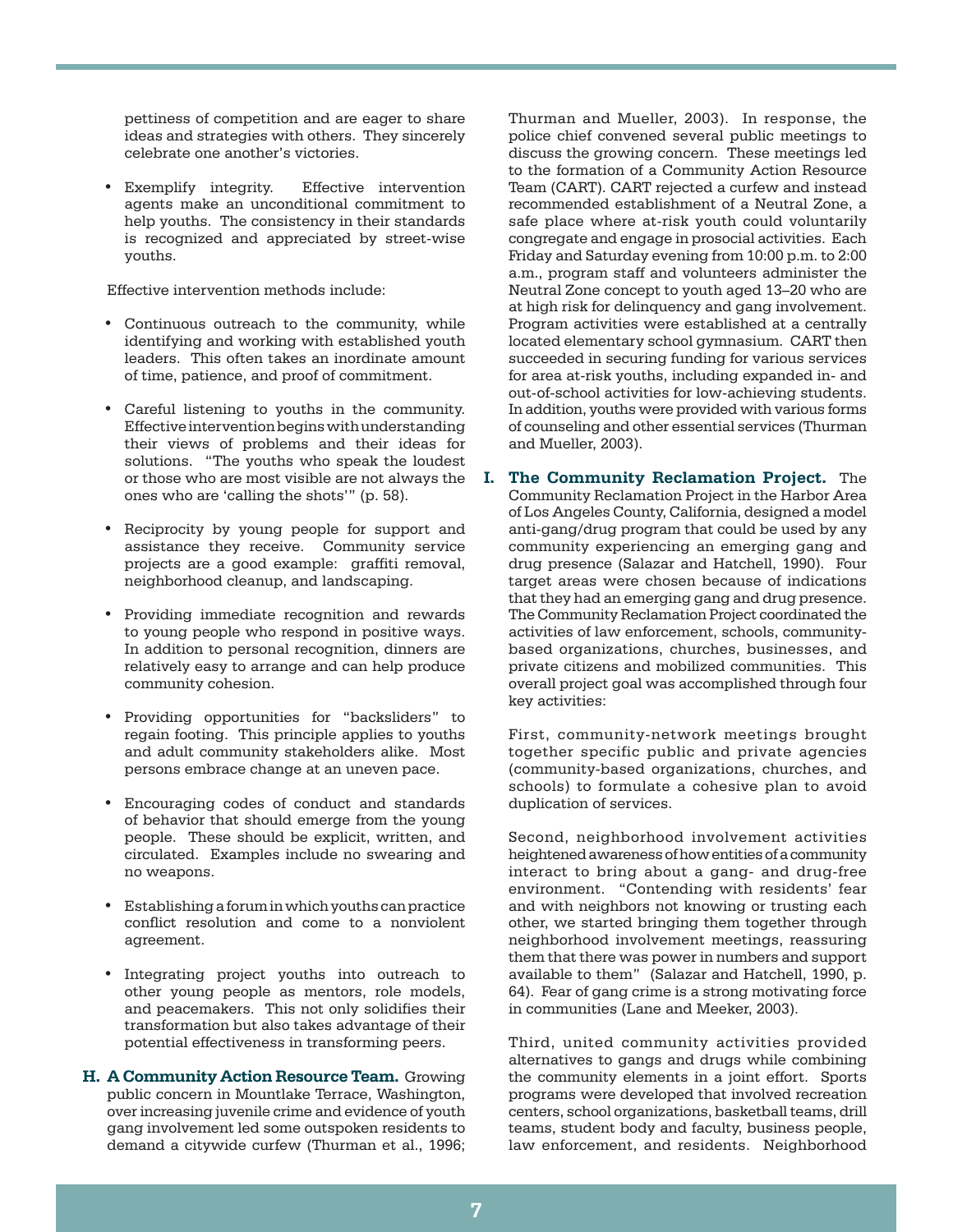pettiness of competition and are eager to share ideas and strategies with others. They sincerely celebrate one another's victories.

- Exemplify integrity. Effective intervention agents make an unconditional commitment to help youths. The consistency in their standards is recognized and appreciated by street-wise youths.

Effective intervention methods include:

- Continuous outreach to the community, while identifying and working with established youth leaders. This often takes an inordinate amount of time, patience, and proof of commitment.

- Careful listening to youths in the community. Effective intervention begins with understanding their views of problems and their ideas for solutions. "The youths who speak the loudest or those who are most visible are not always the ones who are 'calling the shots'" (p. 58).

- Reciprocity by young people for support and assistance they receive. Community service projects are a good example: graffiti removal, neighborhood cleanup, and landscaping.

- Providing immediate recognition and rewards to young people who respond in positive ways. In addition to personal recognition, dinners are relatively easy to arrange and can help produce community cohesion.

- Providing opportunities for "backsliders" to regain footing. This principle applies to youths and adult community stakeholders alike. Most persons embrace change at an uneven pace.

- Encouraging codes of conduct and standards of behavior that should emerge from the young people. These should be explicit, written, and circulated. Examples include no swearing and no weapons.

- Establishing a forum in which youths can practice conflict resolution and come to a nonviolent agreement.

- Integrating project youths into outreach to other young people as mentors, role models, and peacemakers. This not only solidifies their transformation but also takes advantage of their potential effectiveness in transforming peers.

**H. A Community Action Resource Team.** Growing public concern in Mountlake Terrace, Washington, over increasing juvenile crime and evidence of youth gang involvement led some outspoken residents to demand a citywide curfew (Thurman et al., 1996; Thurman and Mueller, 2003). In response, the police chief convened several public meetings to discuss the growing concern. These meetings led to the formation of a Community Action Resource Team (CART). CART rejected a curfew and instead recommended establishment of a Neutral Zone, a safe place where at-risk youth could voluntarily congregate and engage in prosocial activities. Each Friday and Saturday evening from 10:00 p.m. to 2:00 a.m., program staff and volunteers administer the Neutral Zone concept to youth aged 13–20 who are at high risk for delinquency and gang involvement. Program activities were established at a centrally located elementary school gymnasium. CART then succeeded in securing funding for various services for area at-risk youths, including expanded in- and out-of-school activities for low-achieving students. In addition, youths were provided with various forms of counseling and other essential services (Thurman and Mueller, 2003).

**I. The Community Reclamation Project.** The Community Reclamation Project in the Harbor Area of Los Angeles County, California, designed a model anti-gang/drug program that could be used by any community experiencing an emerging gang and drug presence (Salazar and Hatchell, 1990). Four target areas were chosen because of indications that they had an emerging gang and drug presence. The Community Reclamation Project coordinated the activities of law enforcement, schools, community-based organizations, churches, businesses, and private citizens and mobilized communities. This overall project goal was accomplished through four key activities:

First, community-network meetings brought together specific public and private agencies (community-based organizations, churches, and schools) to formulate a cohesive plan to avoid duplication of services.

Second, neighborhood involvement activities heightened awareness of how entities of a community interact to bring about a gang- and drug-free environment. "Contending with residents' fear and with neighbors not knowing or trusting each other, we started bringing them together through neighborhood involvement meetings, reassuring them that there was power in numbers and support available to them" (Salazar and Hatchell, 1990, p. 64). Fear of gang crime is a strong motivating force in communities (Lane and Meeker, 2003).

Third, united community activities provided alternatives to gangs and drugs while combining the community elements in a joint effort. Sports programs were developed that involved recreation centers, school organizations, basketball teams, drill teams, student body and faculty, business people, law enforcement, and residents. Neighborhood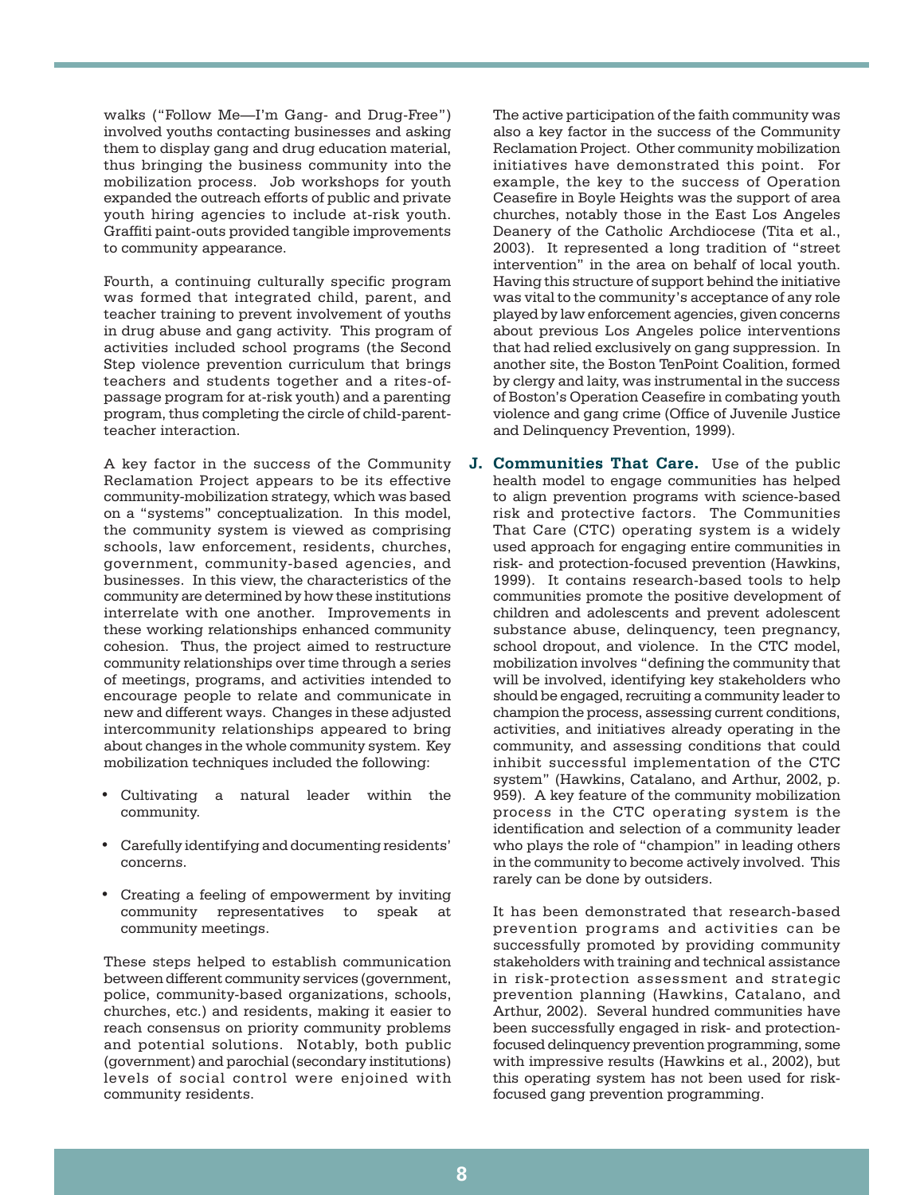walks ("Follow Me—I'm Gang- and Drug-Free") involved youths contacting businesses and asking them to display gang and drug education material, thus bringing the business community into the mobilization process. Job workshops for youth expanded the outreach efforts of public and private youth hiring agencies to include at-risk youth. Graffiti paint-outs provided tangible improvements to community appearance.

Fourth, a continuing culturally specific program was formed that integrated child, parent, and teacher training to prevent involvement of youths in drug abuse and gang activity. This program of activities included school programs (the Second Step violence prevention curriculum that brings teachers and students together and a rites-of-passage program for at-risk youth) and a parenting program, thus completing the circle of child-parent-teacher interaction.

A key factor in the success of the Community Reclamation Project appears to be its effective community-mobilization strategy, which was based on a "systems" conceptualization. In this model, the community system is viewed as comprising schools, law enforcement, residents, churches, government, community-based agencies, and businesses. In this view, the characteristics of the community are determined by how these institutions interrelate with one another. Improvements in these working relationships enhanced community cohesion. Thus, the project aimed to restructure community relationships over time through a series of meetings, programs, and activities intended to encourage people to relate and communicate in new and different ways. Changes in these adjusted intercommunity relationships appeared to bring about changes in the whole community system. Key mobilization techniques included the following:

- Cultivating a natural leader within the community.
- Carefully identifying and documenting residents' concerns.
- Creating a feeling of empowerment by inviting community representatives to speak at community meetings.

These steps helped to establish communication between different community services (government, police, community-based organizations, schools, churches, etc.) and residents, making it easier to reach consensus on priority community problems and potential solutions. Notably, both public (government) and parochial (secondary institutions) levels of social control were enjoined with community residents.

The active participation of the faith community was also a key factor in the success of the Community Reclamation Project. Other community mobilization initiatives have demonstrated this point. For example, the key to the success of Operation Ceasefire in Boyle Heights was the support of area churches, notably those in the East Los Angeles Deanery of the Catholic Archdiocese (Tita et al., 2003). It represented a long tradition of "street intervention" in the area on behalf of local youth. Having this structure of support behind the initiative was vital to the community's acceptance of any role played by law enforcement agencies, given concerns about previous Los Angeles police interventions that had relied exclusively on gang suppression. In another site, the Boston TenPoint Coalition, formed by clergy and laity, was instrumental in the success of Boston's Operation Ceasefire in combating youth violence and gang crime (Office of Juvenile Justice and Delinquency Prevention, 1999).

**J. Communities That Care.** Use of the public health model to engage communities has helped to align prevention programs with science-based risk and protective factors. The Communities That Care (CTC) operating system is a widely used approach for engaging entire communities in risk- and protection-focused prevention (Hawkins, 1999). It contains research-based tools to help communities promote the positive development of children and adolescents and prevent adolescent substance abuse, delinquency, teen pregnancy, school dropout, and violence. In the CTC model, mobilization involves "defining the community that will be involved, identifying key stakeholders who should be engaged, recruiting a community leader to champion the process, assessing current conditions, activities, and initiatives already operating in the community, and assessing conditions that could inhibit successful implementation of the CTC system" (Hawkins, Catalano, and Arthur, 2002, p. 959). A key feature of the community mobilization process in the CTC operating system is the identification and selection of a community leader who plays the role of "champion" in leading others in the community to become actively involved. This rarely can be done by outsiders.

It has been demonstrated that research-based prevention programs and activities can be successfully promoted by providing community stakeholders with training and technical assistance in risk-protection assessment and strategic prevention planning (Hawkins, Catalano, and Arthur, 2002). Several hundred communities have been successfully engaged in risk- and protection-focused delinquency prevention programming, some with impressive results (Hawkins et al., 2002), but this operating system has not been used for risk-focused gang prevention programming.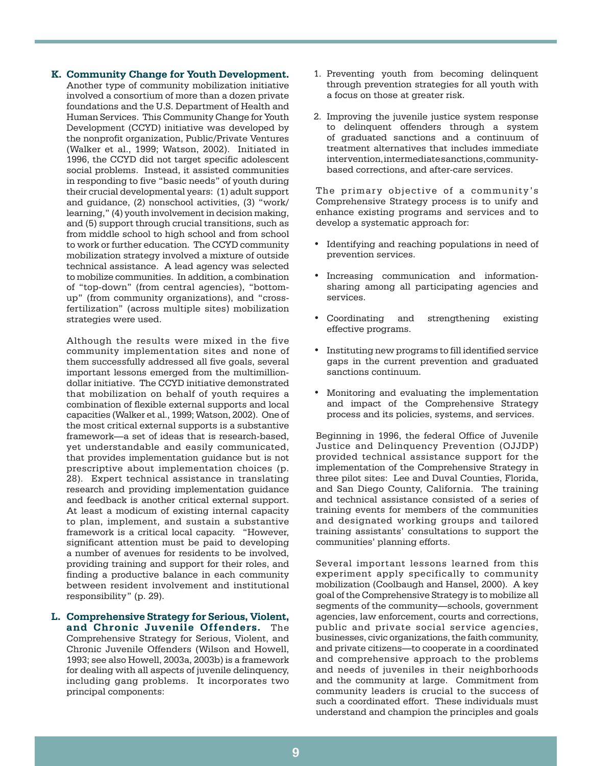**K. Community Change for Youth Development.** Another type of community mobilization initiative involved a consortium of more than a dozen private foundations and the U.S. Department of Health and Human Services. This Community Change for Youth Development (CCYD) initiative was developed by the nonprofit organization, Public/Private Ventures (Walker et al., 1999; Watson, 2002). Initiated in 1996, the CCYD did not target specific adolescent social problems. Instead, it assisted communities in responding to five "basic needs" of youth during their crucial developmental years: (1) adult support and guidance, (2) nonschool activities, (3) "work/learning," (4) youth involvement in decision making, and (5) support through crucial transitions, such as from middle school to high school and from school to work or further education. The CCYD community mobilization strategy involved a mixture of outside technical assistance. A lead agency was selected to mobilize communities. In addition, a combination of "top-down" (from central agencies), "bottom-up" (from community organizations), and "cross-fertilization" (across multiple sites) mobilization strategies were used.

Although the results were mixed in the five community implementation sites and none of them successfully addressed all five goals, several important lessons emerged from the multimillion-dollar initiative. The CCYD initiative demonstrated that mobilization on behalf of youth requires a combination of flexible external supports and local capacities (Walker et al., 1999; Watson, 2002). One of the most critical external supports is a substantive framework—a set of ideas that is research-based, yet understandable and easily communicated, that provides implementation guidance but is not prescriptive about implementation choices (p. 28). Expert technical assistance in translating research and providing implementation guidance and feedback is another critical external support. At least a modicum of existing internal capacity to plan, implement, and sustain a substantive framework is a critical local capacity. "However, significant attention must be paid to developing a number of avenues for residents to be involved, providing training and support for their roles, and finding a productive balance in each community between resident involvement and institutional responsibility" (p. 29).

**L. Comprehensive Strategy for Serious, Violent, and Chronic Juvenile Offenders.** The Comprehensive Strategy for Serious, Violent, and Chronic Juvenile Offenders (Wilson and Howell, 1993; see also Howell, 2003a, 2003b) is a framework for dealing with all aspects of juvenile delinquency, including gang problems. It incorporates two principal components:

1. Preventing youth from becoming delinquent through prevention strategies for all youth with a focus on those at greater risk.
2. Improving the juvenile justice system response to delinquent offenders through a system of graduated sanctions and a continuum of treatment alternatives that includes immediate intervention, intermediate sanctions, community-based corrections, and after-care services.

The primary objective of a community's Comprehensive Strategy process is to unify and enhance existing programs and services and to develop a systematic approach for:

- Identifying and reaching populations in need of prevention services.
- Increasing communication and information-sharing among all participating agencies and services.
- Coordinating and strengthening existing effective programs.
- Instituting new programs to fill identified service gaps in the current prevention and graduated sanctions continuum.
- Monitoring and evaluating the implementation and impact of the Comprehensive Strategy process and its policies, systems, and services.

Beginning in 1996, the federal Office of Juvenile Justice and Delinquency Prevention (OJJDP) provided technical assistance support for the implementation of the Comprehensive Strategy in three pilot sites: Lee and Duval Counties, Florida, and San Diego County, California. The training and technical assistance consisted of a series of training events for members of the communities and designated working groups and tailored training assistants' consultations to support the communities' planning efforts.

Several important lessons learned from this experiment apply specifically to community mobilization (Coolbaugh and Hansel, 2000). A key goal of the Comprehensive Strategy is to mobilize all segments of the community—schools, government agencies, law enforcement, courts and corrections, public and private social service agencies, businesses, civic organizations, the faith community, and private citizens—to cooperate in a coordinated and comprehensive approach to the problems and needs of juveniles in their neighborhoods and the community at large. Commitment from community leaders is crucial to the success of such a coordinated effort. These individuals must understand and champion the principles and goals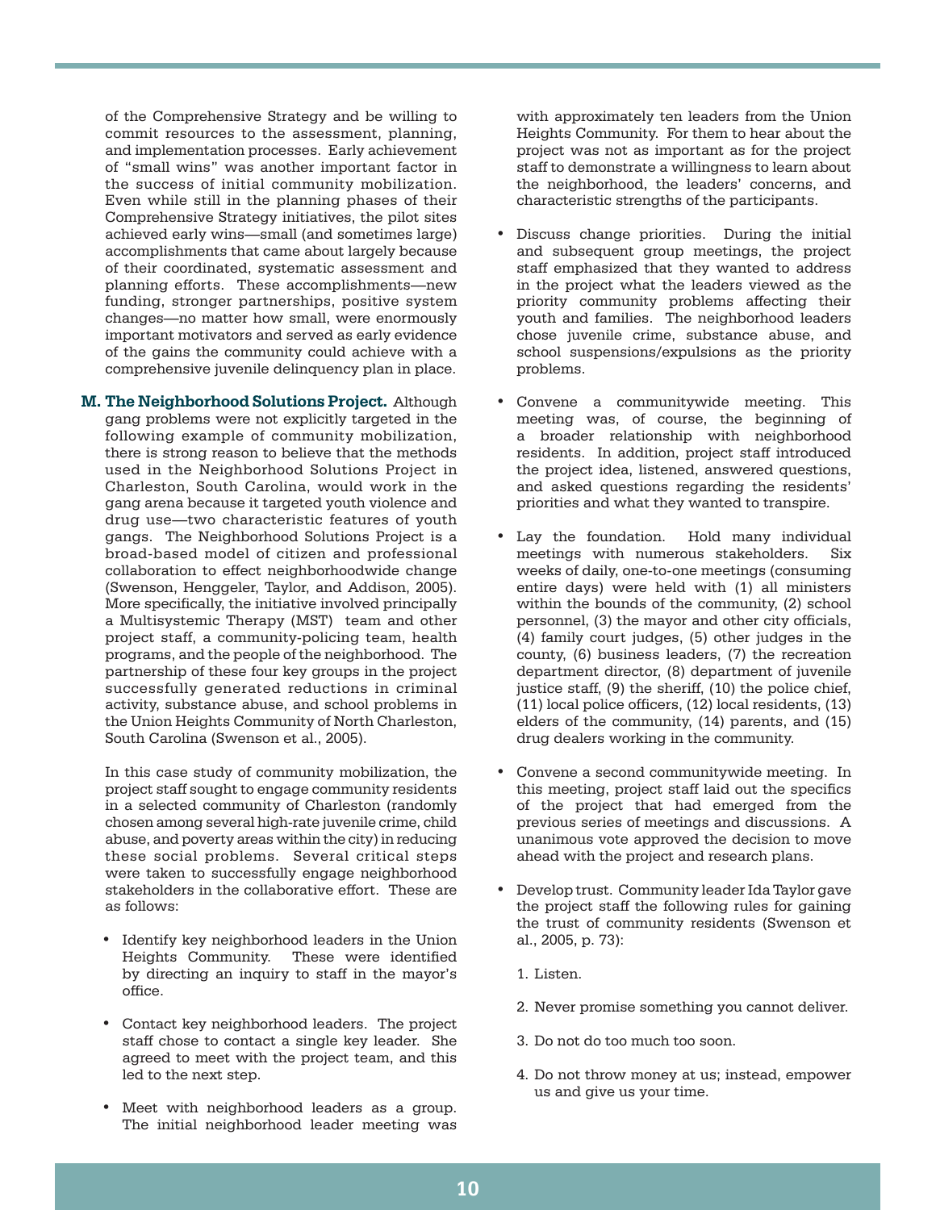of the Comprehensive Strategy and be willing to commit resources to the assessment, planning, and implementation processes. Early achievement of "small wins" was another important factor in the success of initial community mobilization. Even while still in the planning phases of their Comprehensive Strategy initiatives, the pilot sites achieved early wins—small (and sometimes large) accomplishments that came about largely because of their coordinated, systematic assessment and planning efforts. These accomplishments—new funding, stronger partnerships, positive system changes—no matter how small, were enormously important motivators and served as early evidence of the gains the community could achieve with a comprehensive juvenile delinquency plan in place.

**M. The Neighborhood Solutions Project.** Although gang problems were not explicitly targeted in the following example of community mobilization, there is strong reason to believe that the methods used in the Neighborhood Solutions Project in Charleston, South Carolina, would work in the gang arena because it targeted youth violence and drug use—two characteristic features of youth gangs. The Neighborhood Solutions Project is a broad-based model of citizen and professional collaboration to effect neighborhoodwide change (Swenson, Henggeler, Taylor, and Addison, 2005). More specifically, the initiative involved principally a Multisystemic Therapy (MST) team and other project staff, a community-policing team, health programs, and the people of the neighborhood. The partnership of these four key groups in the project successfully generated reductions in criminal activity, substance abuse, and school problems in the Union Heights Community of North Charleston, South Carolina (Swenson et al., 2005).

In this case study of community mobilization, the project staff sought to engage community residents in a selected community of Charleston (randomly chosen among several high-rate juvenile crime, child abuse, and poverty areas within the city) in reducing these social problems. Several critical steps were taken to successfully engage neighborhood stakeholders in the collaborative effort. These are as follows:

- Identify key neighborhood leaders in the Union Heights Community. These were identified by directing an inquiry to staff in the mayor's office.
- Contact key neighborhood leaders. The project staff chose to contact a single key leader. She agreed to meet with the project team, and this led to the next step.
- Meet with neighborhood leaders as a group. The initial neighborhood leader meeting was with approximately ten leaders from the Union Heights Community. For them to hear about the project was not as important as for the project staff to demonstrate a willingness to learn about the neighborhood, the leaders' concerns, and characteristic strengths of the participants.
- Discuss change priorities. During the initial and subsequent group meetings, the project staff emphasized that they wanted to address in the project what the leaders viewed as the priority community problems affecting their youth and families. The neighborhood leaders chose juvenile crime, substance abuse, and school suspensions/expulsions as the priority problems.
- Convene a communitywide meeting. This meeting was, of course, the beginning of a broader relationship with neighborhood residents. In addition, project staff introduced the project idea, listened, answered questions, and asked questions regarding the residents' priorities and what they wanted to transpire.
- Lay the foundation. Hold many individual meetings with numerous stakeholders. Six weeks of daily, one-to-one meetings (consuming entire days) were held with (1) all ministers within the bounds of the community, (2) school personnel, (3) the mayor and other city officials, (4) family court judges, (5) other judges in the county, (6) business leaders, (7) the recreation department director, (8) department of juvenile justice staff, (9) the sheriff, (10) the police chief, (11) local police officers, (12) local residents, (13) elders of the community, (14) parents, and (15) drug dealers working in the community.
- Convene a second communitywide meeting. In this meeting, project staff laid out the specifics of the project that had emerged from the previous series of meetings and discussions. A unanimous vote approved the decision to move ahead with the project and research plans.
- Develop trust. Community leader Ida Taylor gave the project staff the following rules for gaining the trust of community residents (Swenson et al., 2005, p. 73):

  1. Listen.
  2. Never promise something you cannot deliver.
  3. Do not do too much too soon.
  4. Do not throw money at us; instead, empower us and give us your time.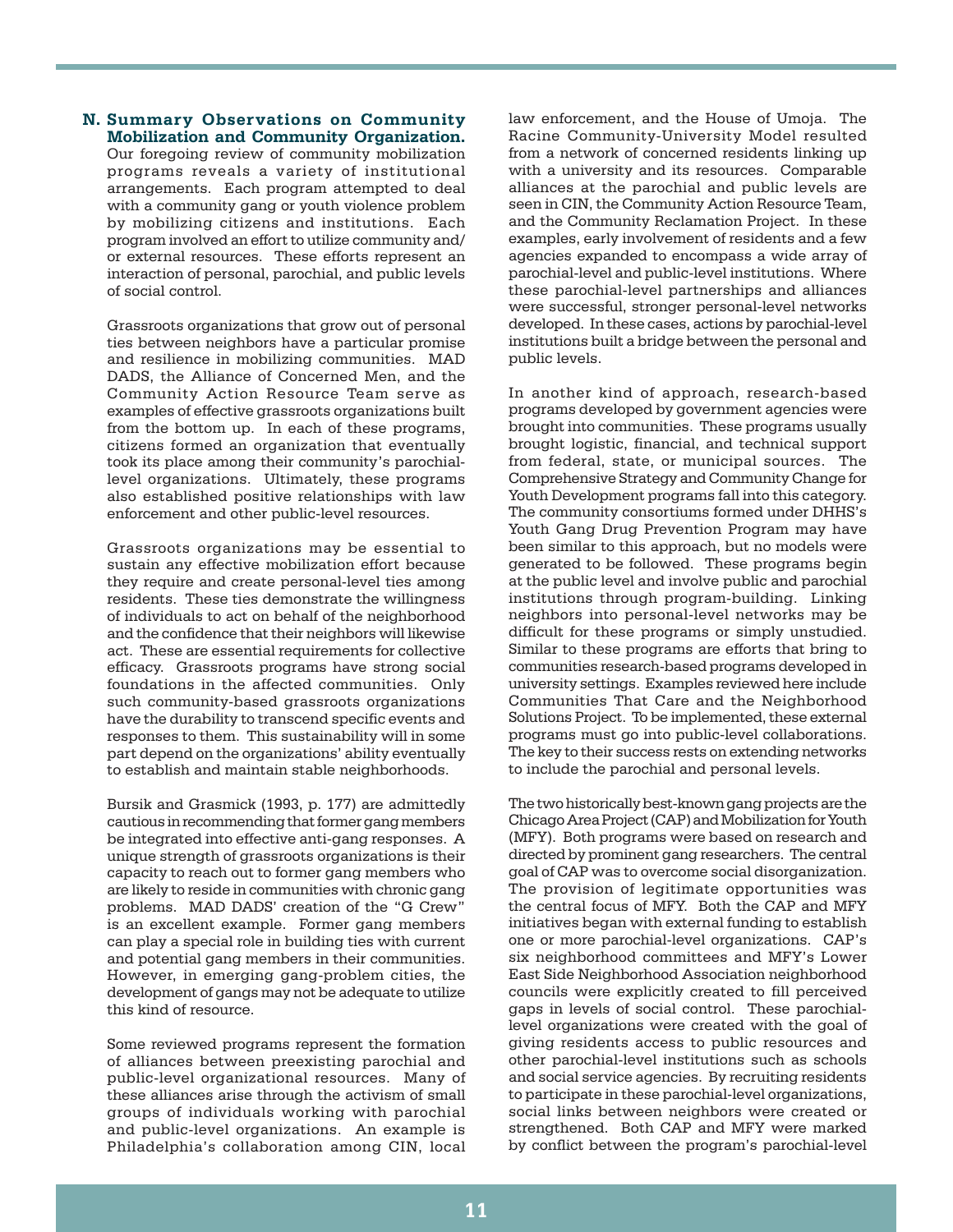### N. Summary Observations on Community Mobilization and Community Organization.

Our foregoing review of community mobilization programs reveals a variety of institutional arrangements. Each program attempted to deal with a community gang or youth violence problem by mobilizing citizens and institutions. Each program involved an effort to utilize community and/or external resources. These efforts represent an interaction of personal, parochial, and public levels of social control.

Grassroots organizations that grow out of personal ties between neighbors have a particular promise and resilience in mobilizing communities. MAD DADS, the Alliance of Concerned Men, and the Community Action Resource Team serve as examples of effective grassroots organizations built from the bottom up. In each of these programs, citizens formed an organization that eventually took its place among their community's parochial-level organizations. Ultimately, these programs also established positive relationships with law enforcement and other public-level resources.

Grassroots organizations may be essential to sustain any effective mobilization effort because they require and create personal-level ties among residents. These ties demonstrate the willingness of individuals to act on behalf of the neighborhood and the confidence that their neighbors will likewise act. These are essential requirements for collective efficacy. Grassroots programs have strong social foundations in the affected communities. Only such community-based grassroots organizations have the durability to transcend specific events and responses to them. This sustainability will in some part depend on the organizations' ability eventually to establish and maintain stable neighborhoods.

Bursik and Grasmick (1993, p. 177) are admittedly cautious in recommending that former gang members be integrated into effective anti-gang responses. A unique strength of grassroots organizations is their capacity to reach out to former gang members who are likely to reside in communities with chronic gang problems. MAD DADS' creation of the "G Crew" is an excellent example. Former gang members can play a special role in building ties with current and potential gang members in their communities. However, in emerging gang-problem cities, the development of gangs may not be adequate to utilize this kind of resource.

Some reviewed programs represent the formation of alliances between preexisting parochial and public-level organizational resources. Many of these alliances arise through the activism of small groups of individuals working with parochial and public-level organizations. An example is Philadelphia's collaboration among CIN, local law enforcement, and the House of Umoja. The Racine Community-University Model resulted from a network of concerned residents linking up with a university and its resources. Comparable alliances at the parochial and public levels are seen in CIN, the Community Action Resource Team, and the Community Reclamation Project. In these examples, early involvement of residents and a few agencies expanded to encompass a wide array of parochial-level and public-level institutions. Where these parochial-level partnerships and alliances were successful, stronger personal-level networks developed. In these cases, actions by parochial-level institutions built a bridge between the personal and public levels.

In another kind of approach, research-based programs developed by government agencies were brought into communities. These programs usually brought logistic, financial, and technical support from federal, state, or municipal sources. The Comprehensive Strategy and Community Change for Youth Development programs fall into this category. The community consortiums formed under DHHS's Youth Gang Drug Prevention Program may have been similar to this approach, but no models were generated to be followed. These programs begin at the public level and involve public and parochial institutions through program-building. Linking neighbors into personal-level networks may be difficult for these programs or simply unstudied. Similar to these programs are efforts that bring to communities research-based programs developed in university settings. Examples reviewed here include Communities That Care and the Neighborhood Solutions Project. To be implemented, these external programs must go into public-level collaborations. The key to their success rests on extending networks to include the parochial and personal levels.

The two historically best-known gang projects are the Chicago Area Project (CAP) and Mobilization for Youth (MFY). Both programs were based on research and directed by prominent gang researchers. The central goal of CAP was to overcome social disorganization. The provision of legitimate opportunities was the central focus of MFY. Both the CAP and MFY initiatives began with external funding to establish one or more parochial-level organizations. CAP's six neighborhood committees and MFY's Lower East Side Neighborhood Association neighborhood councils were explicitly created to fill perceived gaps in levels of social control. These parochial-level organizations were created with the goal of giving residents access to public resources and other parochial-level institutions such as schools and social service agencies. By recruiting residents to participate in these parochial-level organizations, social links between neighbors were created or strengthened. Both CAP and MFY were marked by conflict between the program's parochial-level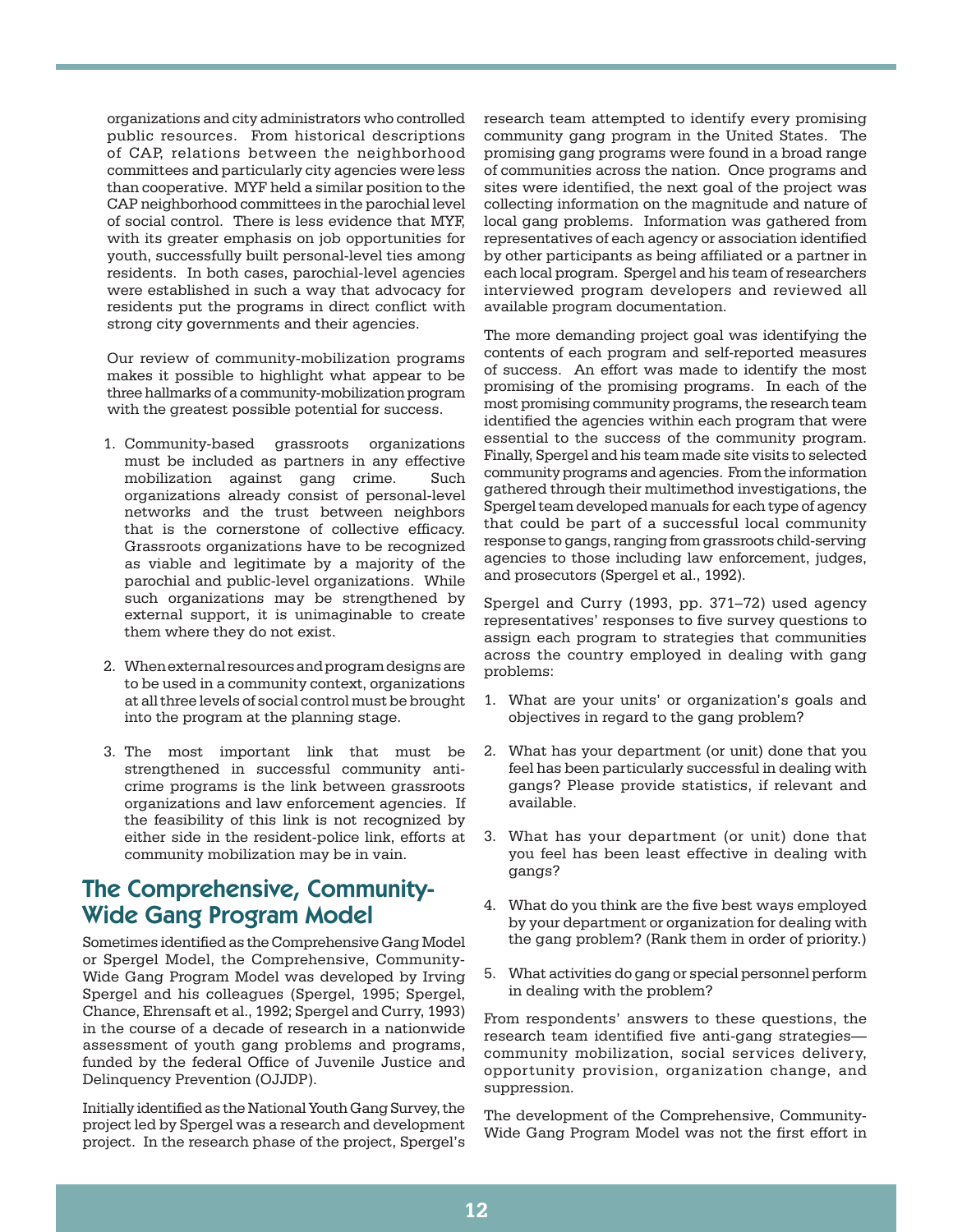organizations and city administrators who controlled public resources. From historical descriptions of CAP, relations between the neighborhood committees and particularly city agencies were less than cooperative. MYF held a similar position to the CAP neighborhood committees in the parochial level of social control. There is less evidence that MYF, with its greater emphasis on job opportunities for youth, successfully built personal-level ties among residents. In both cases, parochial-level agencies were established in such a way that advocacy for residents put the programs in direct conflict with strong city governments and their agencies.

Our review of community-mobilization programs makes it possible to highlight what appear to be three hallmarks of a community-mobilization program with the greatest possible potential for success.

1. Community-based grassroots organizations must be included as partners in any effective mobilization against gang crime. Such organizations already consist of personal-level networks and the trust between neighbors that is the cornerstone of collective efficacy. Grassroots organizations have to be recognized as viable and legitimate by a majority of the parochial and public-level organizations. While such organizations may be strengthened by external support, it is unimaginable to create them where they do not exist.

2. When external resources and program designs are to be used in a community context, organizations at all three levels of social control must be brought into the program at the planning stage.

3. The most important link that must be strengthened in successful community anti-crime programs is the link between grassroots organizations and law enforcement agencies. If the feasibility of this link is not recognized by either side in the resident-police link, efforts at community mobilization may be in vain.

## The Comprehensive, Community-Wide Gang Program Model

Sometimes identified as the Comprehensive Gang Model or Spergel Model, the Comprehensive, Community-Wide Gang Program Model was developed by Irving Spergel and his colleagues (Spergel, 1995; Spergel, Chance, Ehrensaft et al., 1992; Spergel and Curry, 1993) in the course of a decade of research in a nationwide assessment of youth gang problems and programs, funded by the federal Office of Juvenile Justice and Delinquency Prevention (OJJDP).

Initially identified as the National Youth Gang Survey, the project led by Spergel was a research and development project. In the research phase of the project, Spergel's research team attempted to identify every promising community gang program in the United States. The promising gang programs were found in a broad range of communities across the nation. Once programs and sites were identified, the next goal of the project was collecting information on the magnitude and nature of local gang problems. Information was gathered from representatives of each agency or association identified by other participants as being affiliated or a partner in each local program. Spergel and his team of researchers interviewed program developers and reviewed all available program documentation.

The more demanding project goal was identifying the contents of each program and self-reported measures of success. An effort was made to identify the most promising of the promising programs. In each of the most promising community programs, the research team identified the agencies within each program that were essential to the success of the community program. Finally, Spergel and his team made site visits to selected community programs and agencies. From the information gathered through their multimethod investigations, the Spergel team developed manuals for each type of agency that could be part of a successful local community response to gangs, ranging from grassroots child-serving agencies to those including law enforcement, judges, and prosecutors (Spergel et al., 1992).

Spergel and Curry (1993, pp. 371–72) used agency representatives' responses to five survey questions to assign each program to strategies that communities across the country employed in dealing with gang problems:

1. What are your units' or organization's goals and objectives in regard to the gang problem?

2. What has your department (or unit) done that you feel has been particularly successful in dealing with gangs? Please provide statistics, if relevant and available.

3. What has your department (or unit) done that you feel has been least effective in dealing with gangs?

4. What do you think are the five best ways employed by your department or organization for dealing with the gang problem? (Rank them in order of priority.)

5. What activities do gang or special personnel perform in dealing with the problem?

From respondents' answers to these questions, the research team identified five anti-gang strategies—community mobilization, social services delivery, opportunity provision, organization change, and suppression.

The development of the Comprehensive, Community-Wide Gang Program Model was not the first effort in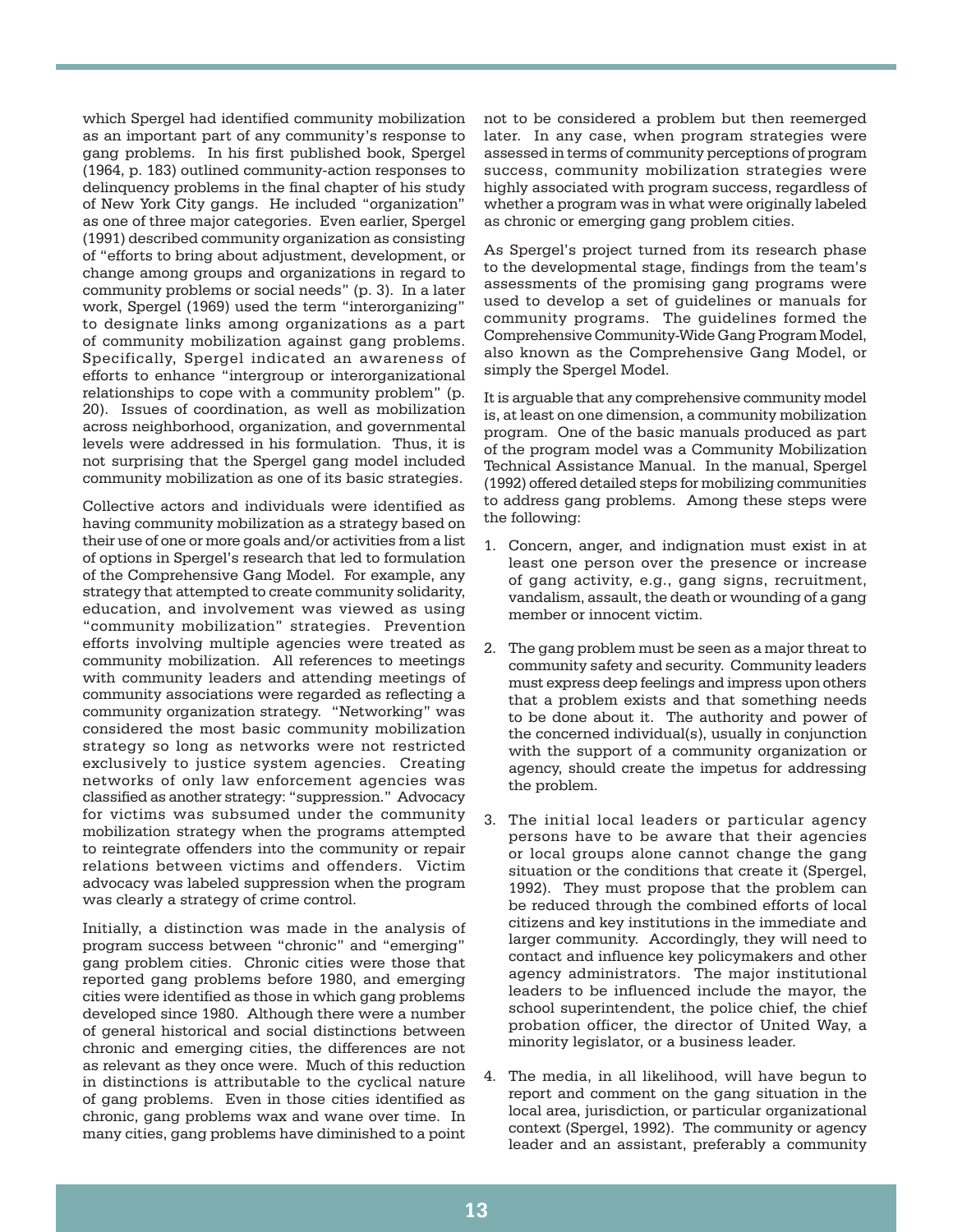which Spergel had identified community mobilization as an important part of any community's response to gang problems. In his first published book, Spergel (1964, p. 183) outlined community-action responses to delinquency problems in the final chapter of his study of New York City gangs. He included "organization" as one of three major categories. Even earlier, Spergel (1991) described community organization as consisting of "efforts to bring about adjustment, development, or change among groups and organizations in regard to community problems or social needs" (p. 3). In a later work, Spergel (1969) used the term "interorganizing" to designate links among organizations as a part of community mobilization against gang problems. Specifically, Spergel indicated an awareness of efforts to enhance "intergroup or interorganizational relationships to cope with a community problem" (p. 20). Issues of coordination, as well as mobilization across neighborhood, organization, and governmental levels were addressed in his formulation. Thus, it is not surprising that the Spergel gang model included community mobilization as one of its basic strategies.

Collective actors and individuals were identified as having community mobilization as a strategy based on their use of one or more goals and/or activities from a list of options in Spergel's research that led to formulation of the Comprehensive Gang Model. For example, any strategy that attempted to create community solidarity, education, and involvement was viewed as using "community mobilization" strategies. Prevention efforts involving multiple agencies were treated as community mobilization. All references to meetings with community leaders and attending meetings of community associations were regarded as reflecting a community organization strategy. "Networking" was considered the most basic community mobilization strategy so long as networks were not restricted exclusively to justice system agencies. Creating networks of only law enforcement agencies was classified as another strategy: "suppression." Advocacy for victims was subsumed under the community mobilization strategy when the programs attempted to reintegrate offenders into the community or repair relations between victims and offenders. Victim advocacy was labeled suppression when the program was clearly a strategy of crime control.

Initially, a distinction was made in the analysis of program success between "chronic" and "emerging" gang problem cities. Chronic cities were those that reported gang problems before 1980, and emerging cities were identified as those in which gang problems developed since 1980. Although there were a number of general historical and social distinctions between chronic and emerging cities, the differences are not as relevant as they once were. Much of this reduction in distinctions is attributable to the cyclical nature of gang problems. Even in those cities identified as chronic, gang problems wax and wane over time. In many cities, gang problems have diminished to a point not to be considered a problem but then reemerged later. In any case, when program strategies were assessed in terms of community perceptions of program success, community mobilization strategies were highly associated with program success, regardless of whether a program was in what were originally labeled as chronic or emerging gang problem cities.

As Spergel's project turned from its research phase to the developmental stage, findings from the team's assessments of the promising gang programs were used to develop a set of guidelines or manuals for community programs. The guidelines formed the Comprehensive Community-Wide Gang Program Model, also known as the Comprehensive Gang Model, or simply the Spergel Model.

It is arguable that any comprehensive community model is, at least on one dimension, a community mobilization program. One of the basic manuals produced as part of the program model was a Community Mobilization Technical Assistance Manual. In the manual, Spergel (1992) offered detailed steps for mobilizing communities to address gang problems. Among these steps were the following:

1. Concern, anger, and indignation must exist in at least one person over the presence or increase of gang activity, e.g., gang signs, recruitment, vandalism, assault, the death or wounding of a gang member or innocent victim.

2. The gang problem must be seen as a major threat to community safety and security. Community leaders must express deep feelings and impress upon others that a problem exists and that something needs to be done about it. The authority and power of the concerned individual(s), usually in conjunction with the support of a community organization or agency, should create the impetus for addressing the problem.

3. The initial local leaders or particular agency persons have to be aware that their agencies or local groups alone cannot change the gang situation or the conditions that create it (Spergel, 1992). They must propose that the problem can be reduced through the combined efforts of local citizens and key institutions in the immediate and larger community. Accordingly, they will need to contact and influence key policymakers and other agency administrators. The major institutional leaders to be influenced include the mayor, the school superintendent, the police chief, the chief probation officer, the director of United Way, a minority legislator, or a business leader.

4. The media, in all likelihood, will have begun to report and comment on the gang situation in the local area, jurisdiction, or particular organizational context (Spergel, 1992). The community or agency leader and an assistant, preferably a community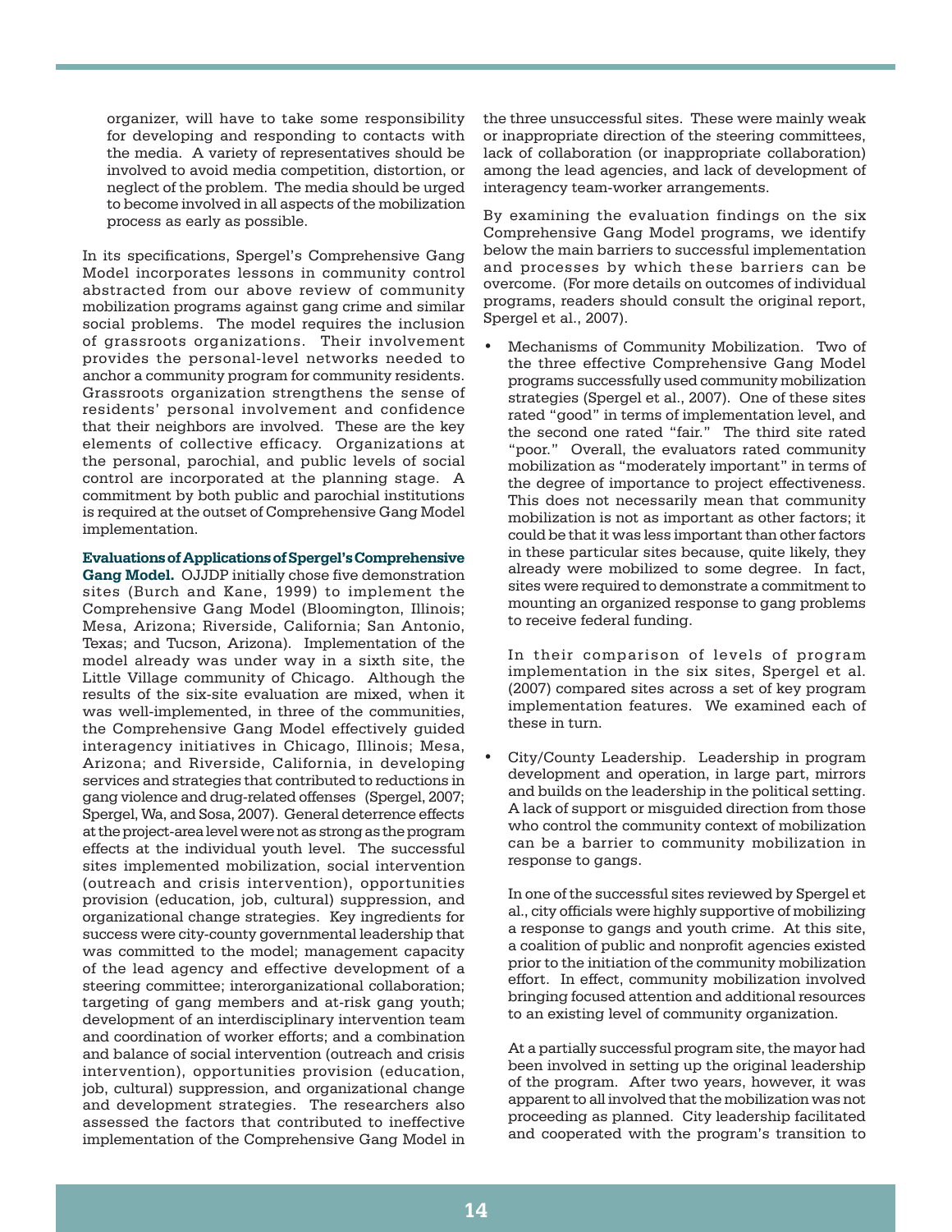organizer, will have to take some responsibility for developing and responding to contacts with the media. A variety of representatives should be involved to avoid media competition, distortion, or neglect of the problem. The media should be urged to become involved in all aspects of the mobilization process as early as possible.

In its specifications, Spergel's Comprehensive Gang Model incorporates lessons in community control abstracted from our above review of community mobilization programs against gang crime and similar social problems. The model requires the inclusion of grassroots organizations. Their involvement provides the personal-level networks needed to anchor a community program for community residents. Grassroots organization strengthens the sense of residents' personal involvement and confidence that their neighbors are involved. These are the key elements of collective efficacy. Organizations at the personal, parochial, and public levels of social control are incorporated at the planning stage. A commitment by both public and parochial institutions is required at the outset of Comprehensive Gang Model implementation.

**Evaluations of Applications of Spergel's Comprehensive Gang Model.** OJJDP initially chose five demonstration sites (Burch and Kane, 1999) to implement the Comprehensive Gang Model (Bloomington, Illinois; Mesa, Arizona; Riverside, California; San Antonio, Texas; and Tucson, Arizona). Implementation of the model already was under way in a sixth site, the Little Village community of Chicago. Although the results of the six-site evaluation are mixed, when it was well-implemented, in three of the communities, the Comprehensive Gang Model effectively guided interagency initiatives in Chicago, Illinois; Mesa, Arizona; and Riverside, California, in developing services and strategies that contributed to reductions in gang violence and drug-related offenses (Spergel, 2007; Spergel, Wa, and Sosa, 2007). General deterrence effects at the project-area level were not as strong as the program effects at the individual youth level. The successful sites implemented mobilization, social intervention (outreach and crisis intervention), opportunities provision (education, job, cultural) suppression, and organizational change strategies. Key ingredients for success were city-county governmental leadership that was committed to the model; management capacity of the lead agency and effective development of a steering committee; interorganizational collaboration; targeting of gang members and at-risk gang youth; development of an interdisciplinary intervention team and coordination of worker efforts; and a combination and balance of social intervention (outreach and crisis intervention), opportunities provision (education, job, cultural) suppression, and organizational change and development strategies. The researchers also assessed the factors that contributed to ineffective implementation of the Comprehensive Gang Model in the three unsuccessful sites. These were mainly weak or inappropriate direction of the steering committees, lack of collaboration (or inappropriate collaboration) among the lead agencies, and lack of development of interagency team-worker arrangements.

By examining the evaluation findings on the six Comprehensive Gang Model programs, we identify below the main barriers to successful implementation and processes by which these barriers can be overcome. (For more details on outcomes of individual programs, readers should consult the original report, Spergel et al., 2007).

- Mechanisms of Community Mobilization. Two of the three effective Comprehensive Gang Model programs successfully used community mobilization strategies (Spergel et al., 2007). One of these sites rated "good" in terms of implementation level, and the second one rated "fair." The third site rated "poor." Overall, the evaluators rated community mobilization as "moderately important" in terms of the degree of importance to project effectiveness. This does not necessarily mean that community mobilization is not as important as other factors; it could be that it was less important than other factors in these particular sites because, quite likely, they already were mobilized to some degree. In fact, sites were required to demonstrate a commitment to mounting an organized response to gang problems to receive federal funding.

  In their comparison of levels of program implementation in the six sites, Spergel et al. (2007) compared sites across a set of key program implementation features. We examined each of these in turn.

- City/County Leadership. Leadership in program development and operation, in large part, mirrors and builds on the leadership in the political setting. A lack of support or misguided direction from those who control the community context of mobilization can be a barrier to community mobilization in response to gangs.

  In one of the successful sites reviewed by Spergel et al., city officials were highly supportive of mobilizing a response to gangs and youth crime. At this site, a coalition of public and nonprofit agencies existed prior to the initiation of the community mobilization effort. In effect, community mobilization involved bringing focused attention and additional resources to an existing level of community organization.

  At a partially successful program site, the mayor had been involved in setting up the original leadership of the program. After two years, however, it was apparent to all involved that the mobilization was not proceeding as planned. City leadership facilitated and cooperated with the program's transition to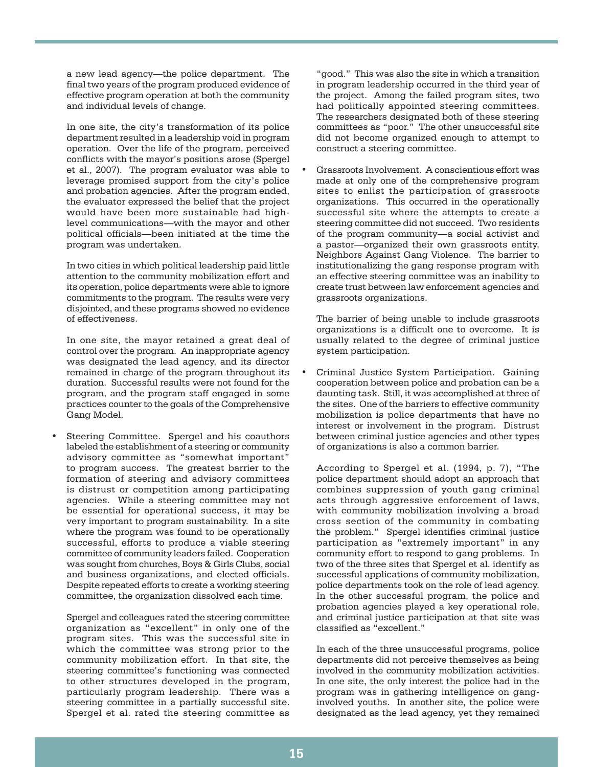a new lead agency—the police department. The final two years of the program produced evidence of effective program operation at both the community and individual levels of change.

In one site, the city's transformation of its police department resulted in a leadership void in program operation. Over the life of the program, perceived conflicts with the mayor's positions arose (Spergel et al., 2007). The program evaluator was able to leverage promised support from the city's police and probation agencies. After the program ended, the evaluator expressed the belief that the project would have been more sustainable had high-level communications—with the mayor and other political officials—been initiated at the time the program was undertaken.

In two cities in which political leadership paid little attention to the community mobilization effort and its operation, police departments were able to ignore commitments to the program. The results were very disjointed, and these programs showed no evidence of effectiveness.

In one site, the mayor retained a great deal of control over the program. An inappropriate agency was designated the lead agency, and its director remained in charge of the program throughout its duration. Successful results were not found for the program, and the program staff engaged in some practices counter to the goals of the Comprehensive Gang Model.

- Steering Committee. Spergel and his coauthors labeled the establishment of a steering or community advisory committee as "somewhat important" to program success. The greatest barrier to the formation of steering and advisory committees is distrust or competition among participating agencies. While a steering committee may not be essential for operational success, it may be very important to program sustainability. In a site where the program was found to be operationally successful, efforts to produce a viable steering committee of community leaders failed. Cooperation was sought from churches, Boys & Girls Clubs, social and business organizations, and elected officials. Despite repeated efforts to create a working steering committee, the organization dissolved each time.

  Spergel and colleagues rated the steering committee organization as "excellent" in only one of the program sites. This was the successful site in which the committee was strong prior to the community mobilization effort. In that site, the steering committee's functioning was connected to other structures developed in the program, particularly program leadership. There was a steering committee in a partially successful site. Spergel et al. rated the steering committee as "good." This was also the site in which a transition in program leadership occurred in the third year of the project. Among the failed program sites, two had politically appointed steering committees. The researchers designated both of these steering committees as "poor." The other unsuccessful site did not become organized enough to attempt to construct a steering committee.

- Grassroots Involvement. A conscientious effort was made at only one of the comprehensive program sites to enlist the participation of grassroots organizations. This occurred in the operationally successful site where the attempts to create a steering committee did not succeed. Two residents of the program community—a social activist and a pastor—organized their own grassroots entity, Neighbors Against Gang Violence. The barrier to institutionalizing the gang response program with an effective steering committee was an inability to create trust between law enforcement agencies and grassroots organizations.

  The barrier of being unable to include grassroots organizations is a difficult one to overcome. It is usually related to the degree of criminal justice system participation.

- Criminal Justice System Participation. Gaining cooperation between police and probation can be a daunting task. Still, it was accomplished at three of the sites. One of the barriers to effective community mobilization is police departments that have no interest or involvement in the program. Distrust between criminal justice agencies and other types of organizations is also a common barrier.

  According to Spergel et al. (1994, p. 7), "The police department should adopt an approach that combines suppression of youth gang criminal acts through aggressive enforcement of laws, with community mobilization involving a broad cross section of the community in combating the problem." Spergel identifies criminal justice participation as "extremely important" in any community effort to respond to gang problems. In two of the three sites that Spergel et al. identify as successful applications of community mobilization, police departments took on the role of lead agency. In the other successful program, the police and probation agencies played a key operational role, and criminal justice participation at that site was classified as "excellent."

  In each of the three unsuccessful programs, police departments did not perceive themselves as being involved in the community mobilization activities. In one site, the only interest the police had in the program was in gathering intelligence on gang-involved youths. In another site, the police were designated as the lead agency, yet they remained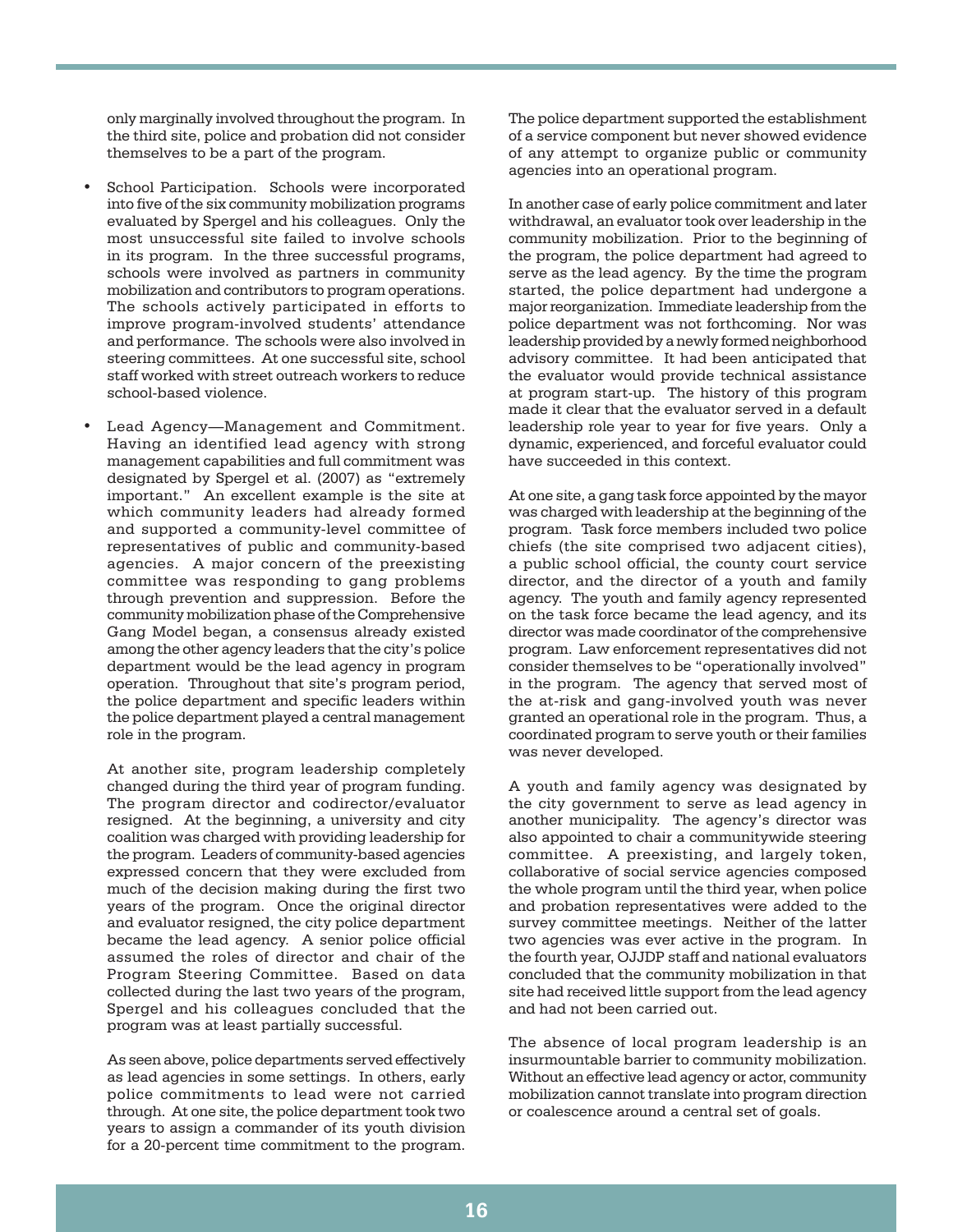only marginally involved throughout the program. In the third site, police and probation did not consider themselves to be a part of the program.

- School Participation. Schools were incorporated into five of the six community mobilization programs evaluated by Spergel and his colleagues. Only the most unsuccessful site failed to involve schools in its program. In the three successful programs, schools were involved as partners in community mobilization and contributors to program operations. The schools actively participated in efforts to improve program-involved students' attendance and performance. The schools were also involved in steering committees. At one successful site, school staff worked with street outreach workers to reduce school-based violence.

- Lead Agency—Management and Commitment. Having an identified lead agency with strong management capabilities and full commitment was designated by Spergel et al. (2007) as "extremely important." An excellent example is the site at which community leaders had already formed and supported a community-level committee of representatives of public and community-based agencies. A major concern of the preexisting committee was responding to gang problems through prevention and suppression. Before the community mobilization phase of the Comprehensive Gang Model began, a consensus already existed among the other agency leaders that the city's police department would be the lead agency in program operation. Throughout that site's program period, the police department and specific leaders within the police department played a central management role in the program.

  At another site, program leadership completely changed during the third year of program funding. The program director and codirector/evaluator resigned. At the beginning, a university and city coalition was charged with providing leadership for the program. Leaders of community-based agencies expressed concern that they were excluded from much of the decision making during the first two years of the program. Once the original director and evaluator resigned, the city police department became the lead agency. A senior police official assumed the roles of director and chair of the Program Steering Committee. Based on data collected during the last two years of the program, Spergel and his colleagues concluded that the program was at least partially successful.

  As seen above, police departments served effectively as lead agencies in some settings. In others, early police commitments to lead were not carried through. At one site, the police department took two years to assign a commander of its youth division for a 20-percent time commitment to the program. The police department supported the establishment of a service component but never showed evidence of any attempt to organize public or community agencies into an operational program.

  In another case of early police commitment and later withdrawal, an evaluator took over leadership in the community mobilization. Prior to the beginning of the program, the police department had agreed to serve as the lead agency. By the time the program started, the police department had undergone a major reorganization. Immediate leadership from the police department was not forthcoming. Nor was leadership provided by a newly formed neighborhood advisory committee. It had been anticipated that the evaluator would provide technical assistance at program start-up. The history of this program made it clear that the evaluator served in a default leadership role year to year for five years. Only a dynamic, experienced, and forceful evaluator could have succeeded in this context.

  At one site, a gang task force appointed by the mayor was charged with leadership at the beginning of the program. Task force members included two police chiefs (the site comprised two adjacent cities), a public school official, the county court service director, and the director of a youth and family agency. The youth and family agency represented on the task force became the lead agency, and its director was made coordinator of the comprehensive program. Law enforcement representatives did not consider themselves to be "operationally involved" in the program. The agency that served most of the at-risk and gang-involved youth was never granted an operational role in the program. Thus, a coordinated program to serve youth or their families was never developed.

  A youth and family agency was designated by the city government to serve as lead agency in another municipality. The agency's director was also appointed to chair a communitywide steering committee. A preexisting, and largely token, collaborative of social service agencies composed the whole program until the third year, when police and probation representatives were added to the survey committee meetings. Neither of the latter two agencies was ever active in the program. In the fourth year, OJJDP staff and national evaluators concluded that the community mobilization in that site had received little support from the lead agency and had not been carried out.

  The absence of local program leadership is an insurmountable barrier to community mobilization. Without an effective lead agency or actor, community mobilization cannot translate into program direction or coalescence around a central set of goals.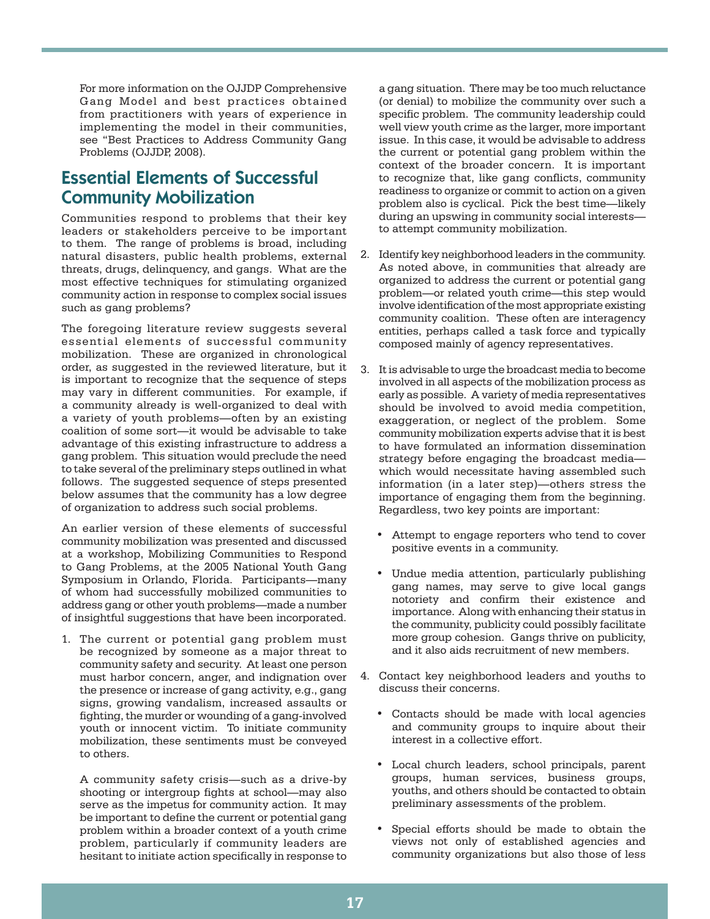For more information on the OJJDP Comprehensive Gang Model and best practices obtained from practitioners with years of experience in implementing the model in their communities, see "Best Practices to Address Community Gang Problems (OJJDP, 2008).

## Essential Elements of Successful Community Mobilization

Communities respond to problems that their key leaders or stakeholders perceive to be important to them. The range of problems is broad, including natural disasters, public health problems, external threats, drugs, delinquency, and gangs. What are the most effective techniques for stimulating organized community action in response to complex social issues such as gang problems?

The foregoing literature review suggests several essential elements of successful community mobilization. These are organized in chronological order, as suggested in the reviewed literature, but it is important to recognize that the sequence of steps may vary in different communities. For example, if a community already is well-organized to deal with a variety of youth problems—often by an existing coalition of some sort—it would be advisable to take advantage of this existing infrastructure to address a gang problem. This situation would preclude the need to take several of the preliminary steps outlined in what follows. The suggested sequence of steps presented below assumes that the community has a low degree of organization to address such social problems.

An earlier version of these elements of successful community mobilization was presented and discussed at a workshop, Mobilizing Communities to Respond to Gang Problems, at the 2005 National Youth Gang Symposium in Orlando, Florida. Participants—many of whom had successfully mobilized communities to address gang or other youth problems—made a number of insightful suggestions that have been incorporated.

1. The current or potential gang problem must be recognized by someone as a major threat to community safety and security. At least one person must harbor concern, anger, and indignation over the presence or increase of gang activity, e.g., gang signs, growing vandalism, increased assaults or fighting, the murder or wounding of a gang-involved youth or innocent victim. To initiate community mobilization, these sentiments must be conveyed to others.

   A community safety crisis—such as a drive-by shooting or intergroup fights at school—may also serve as the impetus for community action. It may be important to define the current or potential gang problem within a broader context of a youth crime problem, particularly if community leaders are hesitant to initiate action specifically in response to a gang situation. There may be too much reluctance (or denial) to mobilize the community over such a specific problem. The community leadership could well view youth crime as the larger, more important issue. In this case, it would be advisable to address the current or potential gang problem within the context of the broader concern. It is important to recognize that, like gang conflicts, community readiness to organize or commit to action on a given problem also is cyclical. Pick the best time—likely during an upswing in community social interests—to attempt community mobilization.

2. Identify key neighborhood leaders in the community. As noted above, in communities that already are organized to address the current or potential gang problem—or related youth crime—this step would involve identification of the most appropriate existing community coalition. These often are interagency entities, perhaps called a task force and typically composed mainly of agency representatives.

3. It is advisable to urge the broadcast media to become involved in all aspects of the mobilization process as early as possible. A variety of media representatives should be involved to avoid media competition, exaggeration, or neglect of the problem. Some community mobilization experts advise that it is best to have formulated an information dissemination strategy before engaging the broadcast media—which would necessitate having assembled such information (in a later step)—others stress the importance of engaging them from the beginning. Regardless, two key points are important:

   - Attempt to engage reporters who tend to cover positive events in a community.
   - Undue media attention, particularly publishing gang names, may serve to give local gangs notoriety and confirm their existence and importance. Along with enhancing their status in the community, publicity could possibly facilitate more group cohesion. Gangs thrive on publicity, and it also aids recruitment of new members.

4. Contact key neighborhood leaders and youths to discuss their concerns.

   - Contacts should be made with local agencies and community groups to inquire about their interest in a collective effort.
   - Local church leaders, school principals, parent groups, human services, business groups, youths, and others should be contacted to obtain preliminary assessments of the problem.
   - Special efforts should be made to obtain the views not only of established agencies and community organizations but also those of less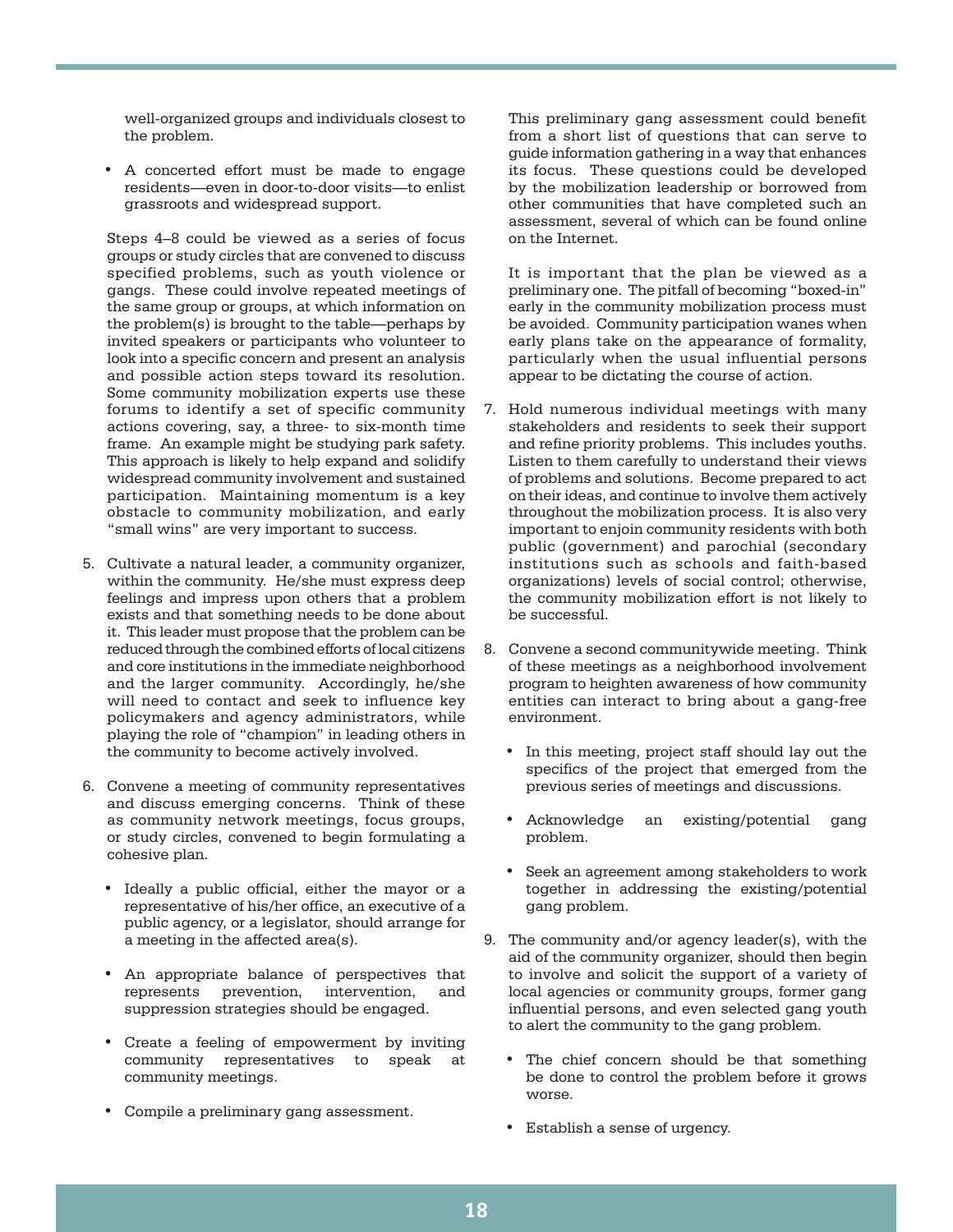well-organized groups and individuals closest to the problem.

- A concerted effort must be made to engage residents—even in door-to-door visits—to enlist grassroots and widespread support.

Steps 4–8 could be viewed as a series of focus groups or study circles that are convened to discuss specified problems, such as youth violence or gangs. These could involve repeated meetings of the same group or groups, at which information on the problem(s) is brought to the table—perhaps by invited speakers or participants who volunteer to look into a specific concern and present an analysis and possible action steps toward its resolution. Some community mobilization experts use these forums to identify a set of specific community actions covering, say, a three- to six-month time frame. An example might be studying park safety. This approach is likely to help expand and solidify widespread community involvement and sustained participation. Maintaining momentum is a key obstacle to community mobilization, and early "small wins" are very important to success.

5. Cultivate a natural leader, a community organizer, within the community. He/she must express deep feelings and impress upon others that a problem exists and that something needs to be done about it. This leader must propose that the problem can be reduced through the combined efforts of local citizens and core institutions in the immediate neighborhood and the larger community. Accordingly, he/she will need to contact and seek to influence key policymakers and agency administrators, while playing the role of "champion" in leading others in the community to become actively involved.

6. Convene a meeting of community representatives and discuss emerging concerns. Think of these as community network meetings, focus groups, or study circles, convened to begin formulating a cohesive plan.

   - Ideally a public official, either the mayor or a representative of his/her office, an executive of a public agency, or a legislator, should arrange for a meeting in the affected area(s).

   - An appropriate balance of perspectives that represents prevention, intervention, and suppression strategies should be engaged.

   - Create a feeling of empowerment by inviting community representatives to speak at community meetings.

   - Compile a preliminary gang assessment.

   This preliminary gang assessment could benefit from a short list of questions that can serve to guide information gathering in a way that enhances its focus. These questions could be developed by the mobilization leadership or borrowed from other communities that have completed such an assessment, several of which can be found online on the Internet.

   It is important that the plan be viewed as a preliminary one. The pitfall of becoming "boxed-in" early in the community mobilization process must be avoided. Community participation wanes when early plans take on the appearance of formality, particularly when the usual influential persons appear to be dictating the course of action.

7. Hold numerous individual meetings with many stakeholders and residents to seek their support and refine priority problems. This includes youths. Listen to them carefully to understand their views of problems and solutions. Become prepared to act on their ideas, and continue to involve them actively throughout the mobilization process. It is also very important to enjoin community residents with both public (government) and parochial (secondary institutions such as schools and faith-based organizations) levels of social control; otherwise, the community mobilization effort is not likely to be successful.

8. Convene a second communitywide meeting. Think of these meetings as a neighborhood involvement program to heighten awareness of how community entities can interact to bring about a gang-free environment.

   - In this meeting, project staff should lay out the specifics of the project that emerged from the previous series of meetings and discussions.

   - Acknowledge an existing/potential gang problem.

   - Seek an agreement among stakeholders to work together in addressing the existing/potential gang problem.

9. The community and/or agency leader(s), with the aid of the community organizer, should then begin to involve and solicit the support of a variety of local agencies or community groups, former gang influential persons, and even selected gang youth to alert the community to the gang problem.

   - The chief concern should be that something be done to control the problem before it grows worse.

   - Establish a sense of urgency.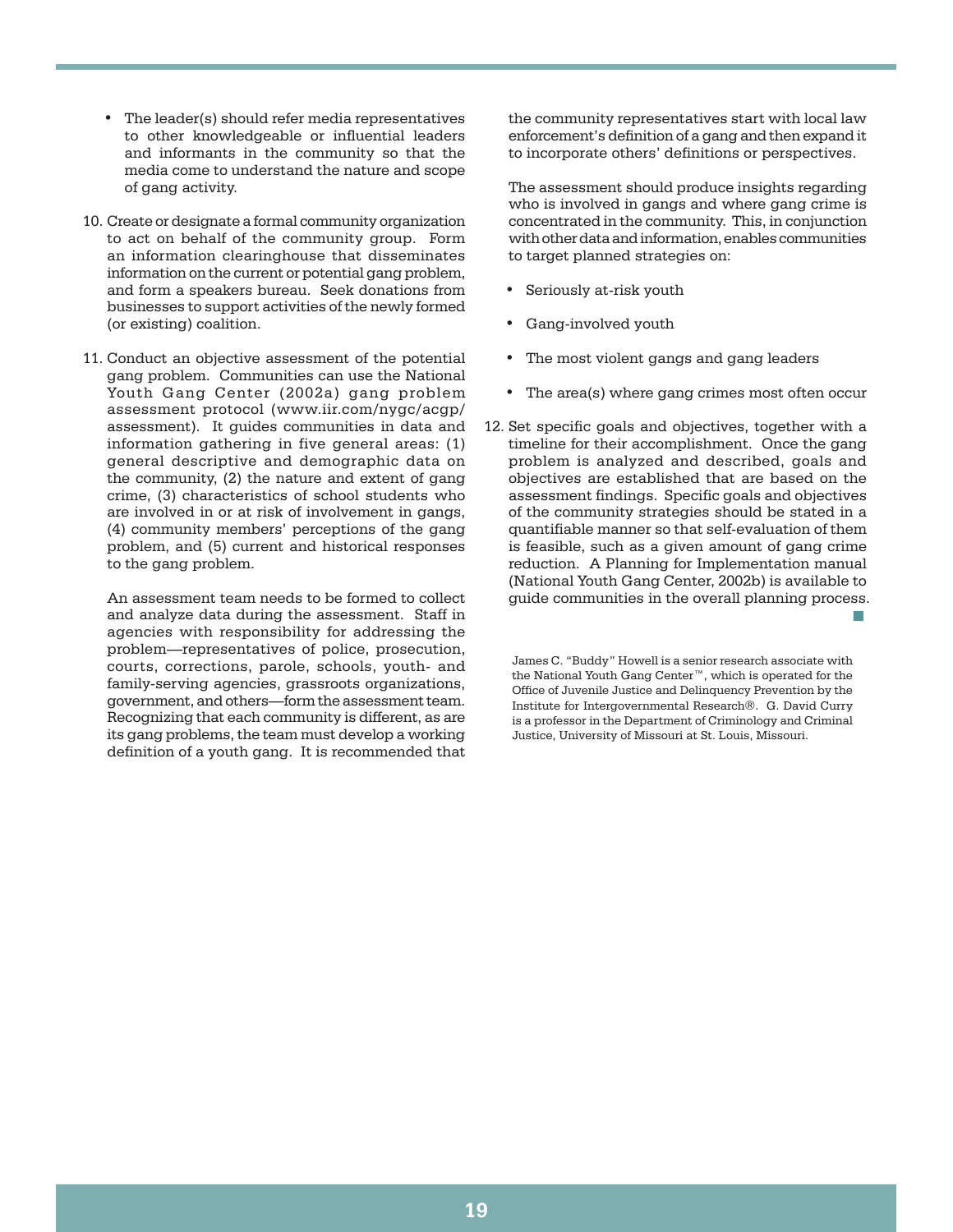- The leader(s) should refer media representatives to other knowledgeable or influential leaders and informants in the community so that the media come to understand the nature and scope of gang activity.

10. Create or designate a formal community organization to act on behalf of the community group. Form an information clearinghouse that disseminates information on the current or potential gang problem, and form a speakers bureau. Seek donations from businesses to support activities of the newly formed (or existing) coalition.

11. Conduct an objective assessment of the potential gang problem. Communities can use the National Youth Gang Center (2002a) gang problem assessment protocol (www.iir.com/nygc/acgp/assessment). It guides communities in data and information gathering in five general areas: (1) general descriptive and demographic data on the community, (2) the nature and extent of gang crime, (3) characteristics of school students who are involved in or at risk of involvement in gangs, (4) community members' perceptions of the gang problem, and (5) current and historical responses to the gang problem.

    An assessment team needs to be formed to collect and analyze data during the assessment. Staff in agencies with responsibility for addressing the problem—representatives of police, prosecution, courts, corrections, parole, schools, youth- and family-serving agencies, grassroots organizations, government, and others—form the assessment team. Recognizing that each community is different, as are its gang problems, the team must develop a working definition of a youth gang. It is recommended that the community representatives start with local law enforcement's definition of a gang and then expand it to incorporate others' definitions or perspectives.

    The assessment should produce insights regarding who is involved in gangs and where gang crime is concentrated in the community. This, in conjunction with other data and information, enables communities to target planned strategies on:

    - Seriously at-risk youth
    - Gang-involved youth
    - The most violent gangs and gang leaders
    - The area(s) where gang crimes most often occur

12. Set specific goals and objectives, together with a timeline for their accomplishment. Once the gang problem is analyzed and described, goals and objectives are established that are based on the assessment findings. Specific goals and objectives of the community strategies should be stated in a quantifiable manner so that self-evaluation of them is feasible, such as a given amount of gang crime reduction. A Planning for Implementation manual (National Youth Gang Center, 2002b) is available to guide communities in the overall planning process. ■

James C. "Buddy" Howell is a senior research associate with the National Youth Gang Center™, which is operated for the Office of Juvenile Justice and Delinquency Prevention by the Institute for Intergovernmental Research®. G. David Curry is a professor in the Department of Criminology and Criminal Justice, University of Missouri at St. Louis, Missouri.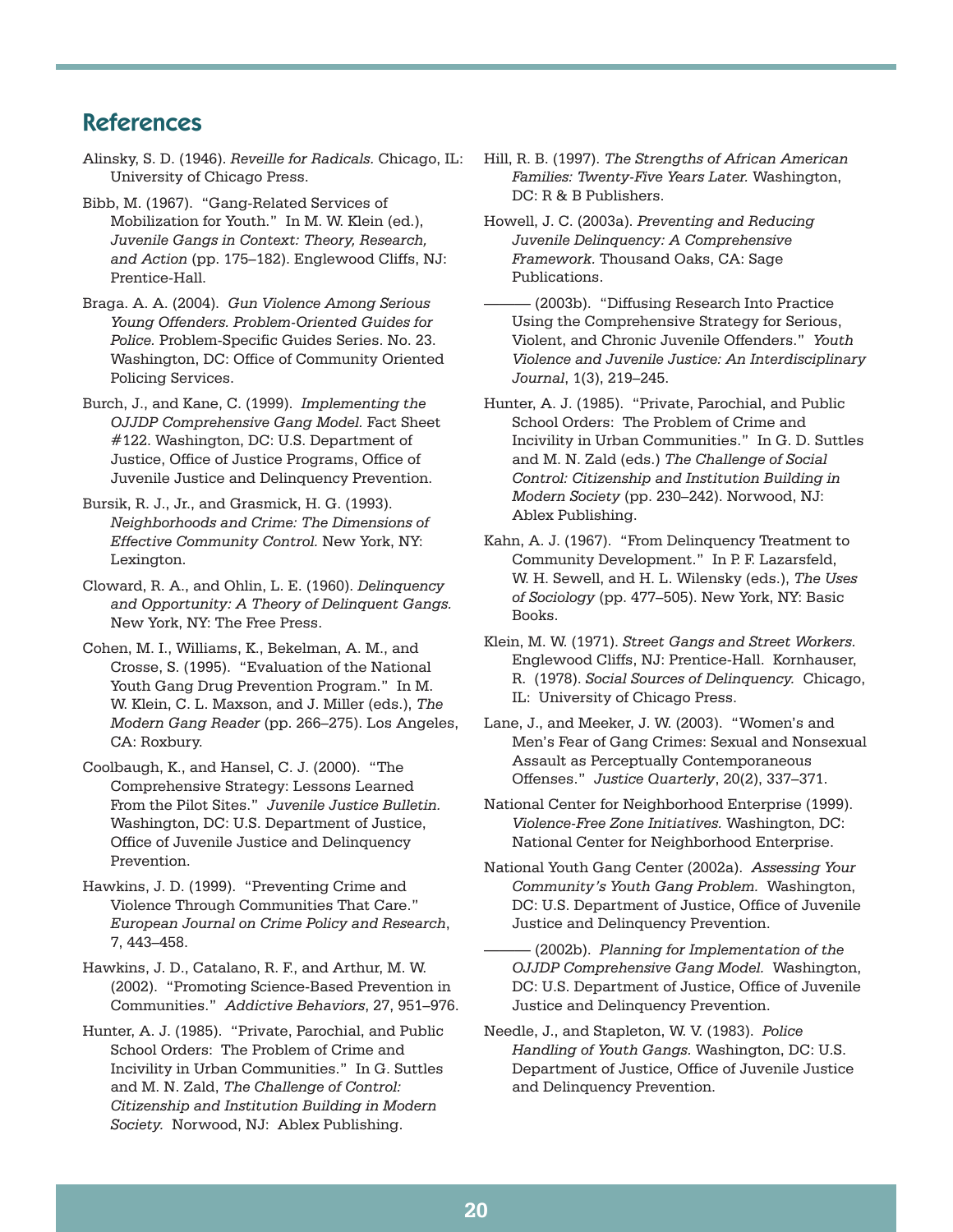## References

Alinsky, S. D. (1946). *Reveille for Radicals.* Chicago, IL: University of Chicago Press.

Bibb, M. (1967). "Gang-Related Services of Mobilization for Youth." In M. W. Klein (ed.), *Juvenile Gangs in Context: Theory, Research, and Action* (pp. 175–182). Englewood Cliffs, NJ: Prentice-Hall.

Braga. A. A. (2004). *Gun Violence Among Serious Young Offenders. Problem-Oriented Guides for Police.* Problem-Specific Guides Series. No. 23. Washington, DC: Office of Community Oriented Policing Services.

Burch, J., and Kane, C. (1999). *Implementing the OJJDP Comprehensive Gang Model.* Fact Sheet #122. Washington, DC: U.S. Department of Justice, Office of Justice Programs, Office of Juvenile Justice and Delinquency Prevention.

Bursik, R. J., Jr., and Grasmick, H. G. (1993). *Neighborhoods and Crime: The Dimensions of Effective Community Control.* New York, NY: Lexington.

Cloward, R. A., and Ohlin, L. E. (1960). *Delinquency and Opportunity: A Theory of Delinquent Gangs.* New York, NY: The Free Press.

Cohen, M. I., Williams, K., Bekelman, A. M., and Crosse, S. (1995). "Evaluation of the National Youth Gang Drug Prevention Program." In M. W. Klein, C. L. Maxson, and J. Miller (eds.), *The Modern Gang Reader* (pp. 266–275). Los Angeles, CA: Roxbury.

Coolbaugh, K., and Hansel, C. J. (2000). "The Comprehensive Strategy: Lessons Learned From the Pilot Sites." *Juvenile Justice Bulletin.* Washington, DC: U.S. Department of Justice, Office of Juvenile Justice and Delinquency Prevention.

Hawkins, J. D. (1999). "Preventing Crime and Violence Through Communities That Care." *European Journal on Crime Policy and Research*, 7, 443–458.

Hawkins, J. D., Catalano, R. F., and Arthur, M. W. (2002). "Promoting Science-Based Prevention in Communities." *Addictive Behaviors*, 27, 951–976.

Hunter, A. J. (1985). "Private, Parochial, and Public School Orders: The Problem of Crime and Incivility in Urban Communities." In G. Suttles and M. N. Zald, *The Challenge of Control: Citizenship and Institution Building in Modern Society.* Norwood, NJ: Ablex Publishing.

Hill, R. B. (1997). *The Strengths of African American Families: Twenty-Five Years Later.* Washington, DC: R & B Publishers.

Howell, J. C. (2003a). *Preventing and Reducing Juvenile Delinquency: A Comprehensive Framework.* Thousand Oaks, CA: Sage Publications.

——— (2003b). "Diffusing Research Into Practice Using the Comprehensive Strategy for Serious, Violent, and Chronic Juvenile Offenders." *Youth Violence and Juvenile Justice: An Interdisciplinary Journal*, 1(3), 219–245.

Hunter, A. J. (1985). "Private, Parochial, and Public School Orders: The Problem of Crime and Incivility in Urban Communities." In G. D. Suttles and M. N. Zald (eds.) *The Challenge of Social Control: Citizenship and Institution Building in Modern Society* (pp. 230–242). Norwood, NJ: Ablex Publishing.

Kahn, A. J. (1967). "From Delinquency Treatment to Community Development." In P. F. Lazarsfeld, W. H. Sewell, and H. L. Wilensky (eds.), *The Uses of Sociology* (pp. 477–505). New York, NY: Basic Books.

Klein, M. W. (1971). *Street Gangs and Street Workers.* Englewood Cliffs, NJ: Prentice-Hall. Kornhauser, R. (1978). *Social Sources of Delinquency.* Chicago, IL: University of Chicago Press.

Lane, J., and Meeker, J. W. (2003). "Women's and Men's Fear of Gang Crimes: Sexual and Nonsexual Assault as Perceptually Contemporaneous Offenses." *Justice Quarterly*, 20(2), 337–371.

National Center for Neighborhood Enterprise (1999). *Violence-Free Zone Initiatives.* Washington, DC: National Center for Neighborhood Enterprise.

National Youth Gang Center (2002a). *Assessing Your Community's Youth Gang Problem.* Washington, DC: U.S. Department of Justice, Office of Juvenile Justice and Delinquency Prevention.

——— (2002b). *Planning for Implementation of the OJJDP Comprehensive Gang Model.* Washington, DC: U.S. Department of Justice, Office of Juvenile Justice and Delinquency Prevention.

Needle, J., and Stapleton, W. V. (1983). *Police Handling of Youth Gangs.* Washington, DC: U.S. Department of Justice, Office of Juvenile Justice and Delinquency Prevention.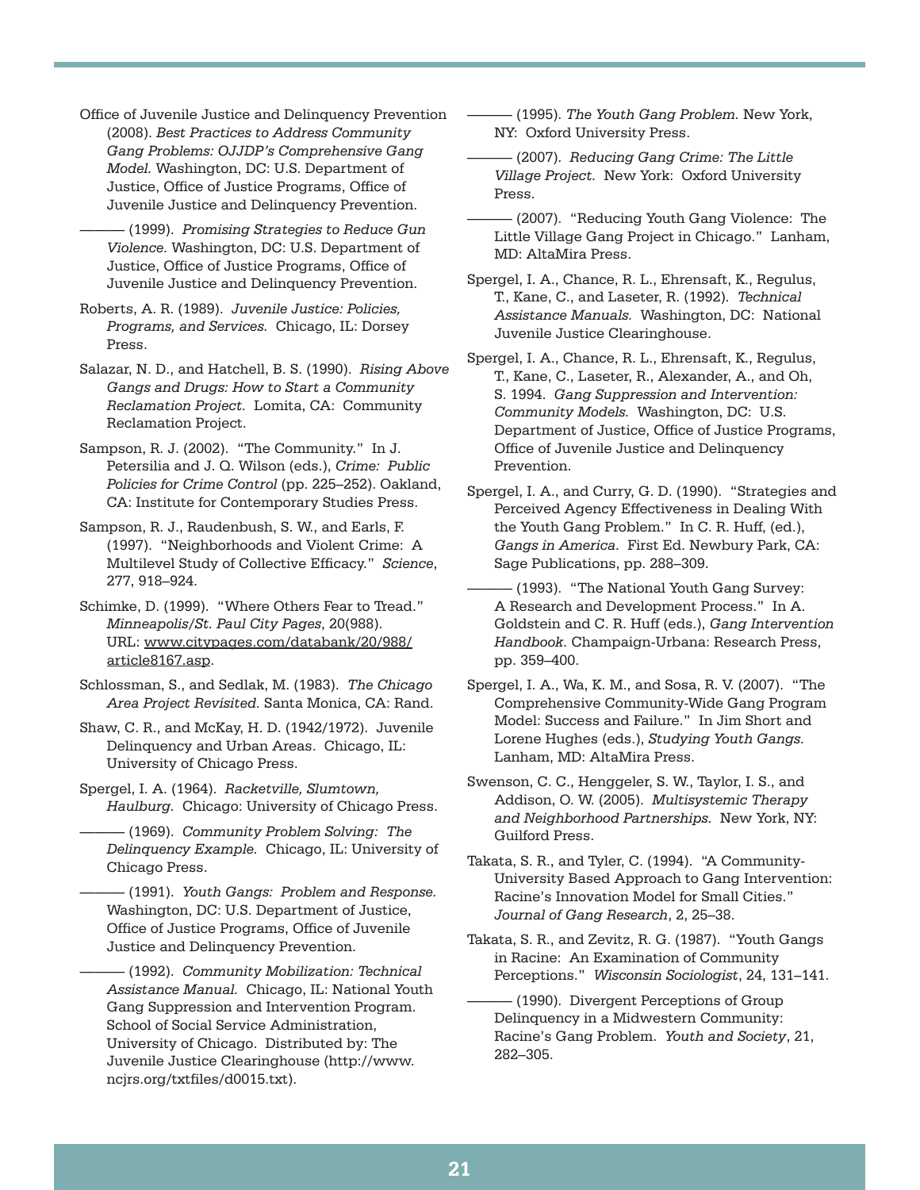Office of Juvenile Justice and Delinquency Prevention (2008). *Best Practices to Address Community Gang Problems: OJJDP's Comprehensive Gang Model.* Washington, DC: U.S. Department of Justice, Office of Justice Programs, Office of Juvenile Justice and Delinquency Prevention.

——— (1999). *Promising Strategies to Reduce Gun Violence.* Washington, DC: U.S. Department of Justice, Office of Justice Programs, Office of Juvenile Justice and Delinquency Prevention.

Roberts, A. R. (1989). *Juvenile Justice: Policies, Programs, and Services.* Chicago, IL: Dorsey Press.

Salazar, N. D., and Hatchell, B. S. (1990). *Rising Above Gangs and Drugs: How to Start a Community Reclamation Project.* Lomita, CA: Community Reclamation Project.

Sampson, R. J. (2002). "The Community." In J. Petersilia and J. Q. Wilson (eds.), *Crime: Public Policies for Crime Control* (pp. 225–252). Oakland, CA: Institute for Contemporary Studies Press.

Sampson, R. J., Raudenbush, S. W., and Earls, F. (1997). "Neighborhoods and Violent Crime: A Multilevel Study of Collective Efficacy." *Science*, 277, 918–924.

Schimke, D. (1999). "Where Others Fear to Tread." *Minneapolis/St. Paul City Pages*, 20(988). URL: www.citypages.com/databank/20/988/article8167.asp.

Schlossman, S., and Sedlak, M. (1983). *The Chicago Area Project Revisited.* Santa Monica, CA: Rand.

Shaw, C. R., and McKay, H. D. (1942/1972). Juvenile Delinquency and Urban Areas. Chicago, IL: University of Chicago Press.

Spergel, I. A. (1964). *Racketville, Slumtown, Haulburg.* Chicago: University of Chicago Press.

——— (1969). *Community Problem Solving: The Delinquency Example.* Chicago, IL: University of Chicago Press.

——— (1991). *Youth Gangs: Problem and Response.* Washington, DC: U.S. Department of Justice, Office of Justice Programs, Office of Juvenile Justice and Delinquency Prevention.

——— (1992). *Community Mobilization: Technical Assistance Manual.* Chicago, IL: National Youth Gang Suppression and Intervention Program. School of Social Service Administration, University of Chicago. Distributed by: The Juvenile Justice Clearinghouse (http://www.ncjrs.org/txtfiles/d0015.txt).

——— (1995). *The Youth Gang Problem.* New York, NY: Oxford University Press.

——— (2007). *Reducing Gang Crime: The Little Village Project.* New York: Oxford University Press.

——— (2007). "Reducing Youth Gang Violence: The Little Village Gang Project in Chicago." Lanham, MD: AltaMira Press.

Spergel, I. A., Chance, R. L., Ehrensaft, K., Regulus, T., Kane, C., and Laseter, R. (1992). *Technical Assistance Manuals.* Washington, DC: National Juvenile Justice Clearinghouse.

Spergel, I. A., Chance, R. L., Ehrensaft, K., Regulus, T., Kane, C., Laseter, R., Alexander, A., and Oh, S. 1994. *Gang Suppression and Intervention: Community Models.* Washington, DC: U.S. Department of Justice, Office of Justice Programs, Office of Juvenile Justice and Delinquency Prevention.

Spergel, I. A., and Curry, G. D. (1990). "Strategies and Perceived Agency Effectiveness in Dealing With the Youth Gang Problem." In C. R. Huff, (ed.), *Gangs in America*. First Ed. Newbury Park, CA: Sage Publications, pp. 288–309.

——— (1993). "The National Youth Gang Survey: A Research and Development Process." In A. Goldstein and C. R. Huff (eds.), *Gang Intervention Handbook.* Champaign-Urbana: Research Press, pp. 359–400.

Spergel, I. A., Wa, K. M., and Sosa, R. V. (2007). "The Comprehensive Community-Wide Gang Program Model: Success and Failure." In Jim Short and Lorene Hughes (eds.), *Studying Youth Gangs.* Lanham, MD: AltaMira Press.

Swenson, C. C., Henggeler, S. W., Taylor, I. S., and Addison, O. W. (2005). *Multisystemic Therapy and Neighborhood Partnerships.* New York, NY: Guilford Press.

Takata, S. R., and Tyler, C. (1994). "A Community-University Based Approach to Gang Intervention: Racine's Innovation Model for Small Cities." *Journal of Gang Research*, 2, 25–38.

Takata, S. R., and Zevitz, R. G. (1987). "Youth Gangs in Racine: An Examination of Community Perceptions." *Wisconsin Sociologist*, 24, 131–141.

——— (1990). Divergent Perceptions of Group Delinquency in a Midwestern Community: Racine's Gang Problem. *Youth and Society*, 21, 282–305.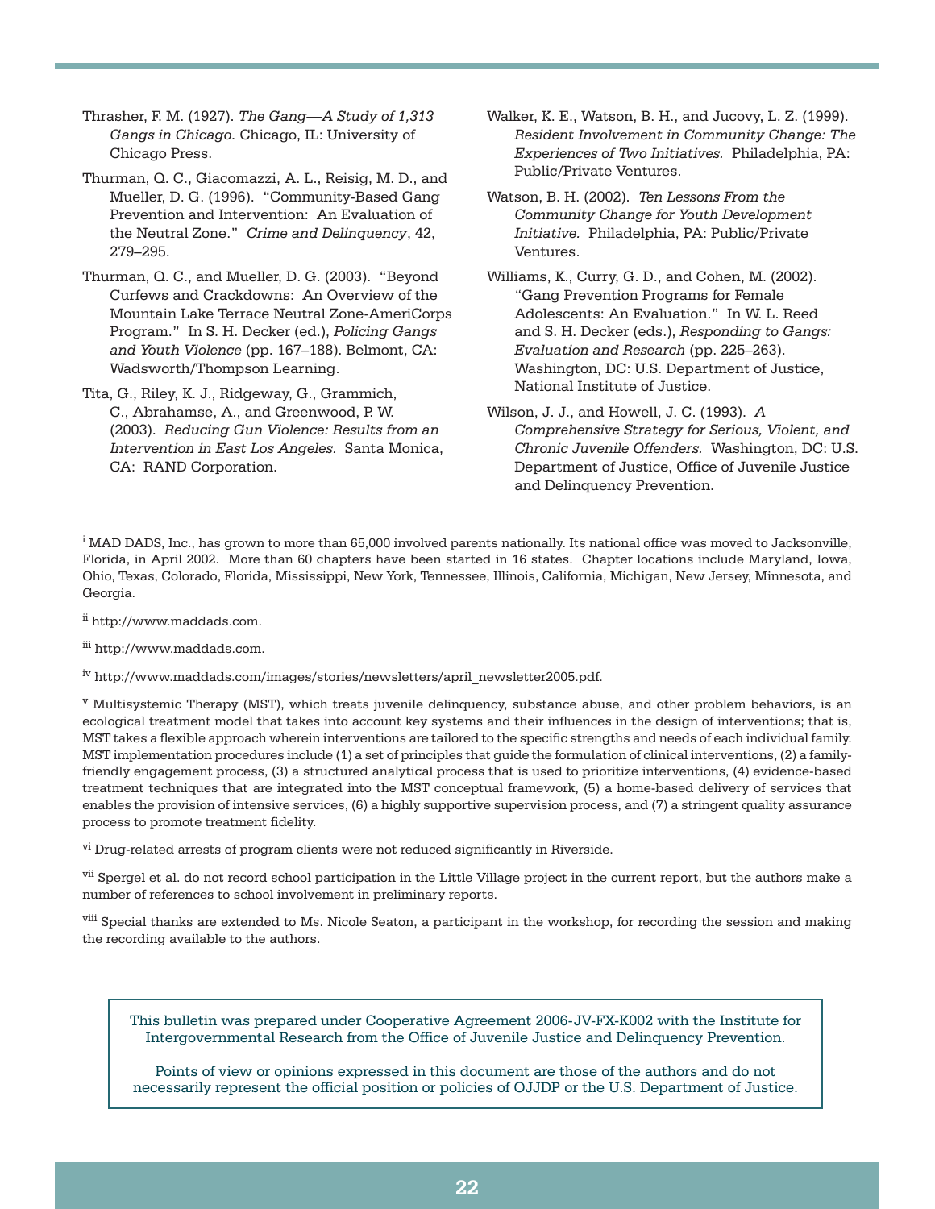Thrasher, F. M. (1927). *The Gang—A Study of 1,313 Gangs in Chicago.* Chicago, IL: University of Chicago Press.

Thurman, Q. C., Giacomazzi, A. L., Reisig, M. D., and Mueller, D. G. (1996). "Community-Based Gang Prevention and Intervention: An Evaluation of the Neutral Zone." *Crime and Delinquency*, 42, 279–295.

Thurman, Q. C., and Mueller, D. G. (2003). "Beyond Curfews and Crackdowns: An Overview of the Mountain Lake Terrace Neutral Zone-AmeriCorps Program." In S. H. Decker (ed.), *Policing Gangs and Youth Violence* (pp. 167–188). Belmont, CA: Wadsworth/Thompson Learning.

Tita, G., Riley, K. J., Ridgeway, G., Grammich, C., Abrahamse, A., and Greenwood, P. W. (2003). *Reducing Gun Violence: Results from an Intervention in East Los Angeles.* Santa Monica, CA: RAND Corporation.

Walker, K. E., Watson, B. H., and Jucovy, L. Z. (1999). *Resident Involvement in Community Change: The Experiences of Two Initiatives.* Philadelphia, PA: Public/Private Ventures.

Watson, B. H. (2002). *Ten Lessons From the Community Change for Youth Development Initiative.* Philadelphia, PA: Public/Private Ventures.

Williams, K., Curry, G. D., and Cohen, M. (2002). "Gang Prevention Programs for Female Adolescents: An Evaluation." In W. L. Reed and S. H. Decker (eds.), *Responding to Gangs: Evaluation and Research* (pp. 225–263). Washington, DC: U.S. Department of Justice, National Institute of Justice.

Wilson, J. J., and Howell, J. C. (1993). *A Comprehensive Strategy for Serious, Violent, and Chronic Juvenile Offenders.* Washington, DC: U.S. Department of Justice, Office of Juvenile Justice and Delinquency Prevention.

[i] MAD DADS, Inc., has grown to more than 65,000 involved parents nationally. Its national office was moved to Jacksonville, Florida, in April 2002. More than 60 chapters have been started in 16 states. Chapter locations include Maryland, Iowa, Ohio, Texas, Colorado, Florida, Mississippi, New York, Tennessee, Illinois, California, Michigan, New Jersey, Minnesota, and Georgia.

[ii] http://www.maddads.com.

[iii] http://www.maddads.com.

[iv] http://www.maddads.com/images/stories/newsletters/april_newsletter2005.pdf.

[v] Multisystemic Therapy (MST), which treats juvenile delinquency, substance abuse, and other problem behaviors, is an ecological treatment model that takes into account key systems and their influences in the design of interventions; that is, MST takes a flexible approach wherein interventions are tailored to the specific strengths and needs of each individual family. MST implementation procedures include (1) a set of principles that guide the formulation of clinical interventions, (2) a family-friendly engagement process, (3) a structured analytical process that is used to prioritize interventions, (4) evidence-based treatment techniques that are integrated into the MST conceptual framework, (5) a home-based delivery of services that enables the provision of intensive services, (6) a highly supportive supervision process, and (7) a stringent quality assurance process to promote treatment fidelity.

[vi] Drug-related arrests of program clients were not reduced significantly in Riverside.

[vii] Spergel et al. do not record school participation in the Little Village project in the current report, but the authors make a number of references to school involvement in preliminary reports.

[viii] Special thanks are extended to Ms. Nicole Seaton, a participant in the workshop, for recording the session and making the recording available to the authors.

This bulletin was prepared under Cooperative Agreement 2006-JV-FX-K002 with the Institute for Intergovernmental Research from the Office of Juvenile Justice and Delinquency Prevention.

Points of view or opinions expressed in this document are those of the authors and do not necessarily represent the official position or policies of OJJDP or the U.S. Department of Justice.